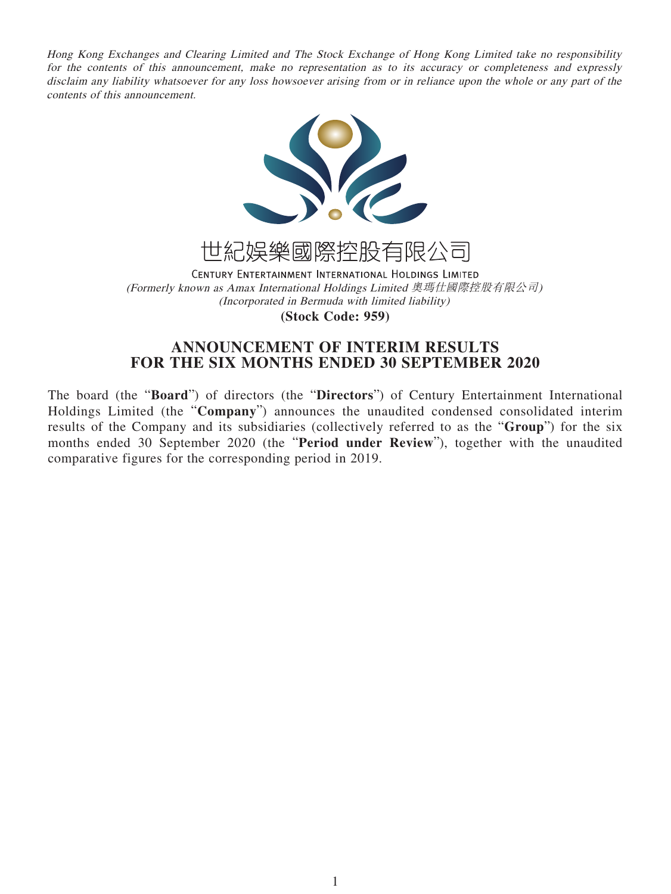*Hong Kong Exchanges and Clearing Limited and The Stock Exchange of Hong Kong Limited take no responsibility for the contents of this announcement, make no representation as to its accuracy or completeness and expressly disclaim any liability whatsoever for any loss howsoever arising from or in reliance upon the whole or any part of the contents of this announcement.*

世紀娛樂國際控股有限公司

CENTURY ENTERTAINMENT INTERNATIONAL HOLDINGS LIMITED

*(Formerly known as Amax International Holdings Limited 奧瑪仕國際控股有限公司)*

*(Incorporated in Bermuda with limited liability)*

**(Stock Code: 959)**

# ANNOUNCEMENT OF INTERIM RESULTS FOR THE SIX MONTHS ENDED 30 SEPTEMBER 2020

The board (the "**Board**") of directors (the "**Directors**") of Century Entertainment International Holdings Limited (the "**Company**") announces the unaudited condensed consolidated interim results of the Company and its subsidiaries (collectively referred to as the "**Group**") for the six months ended 30 September 2020 (the "**Period under Review**"), together with the unaudited comparative figures for the corresponding period in 2019.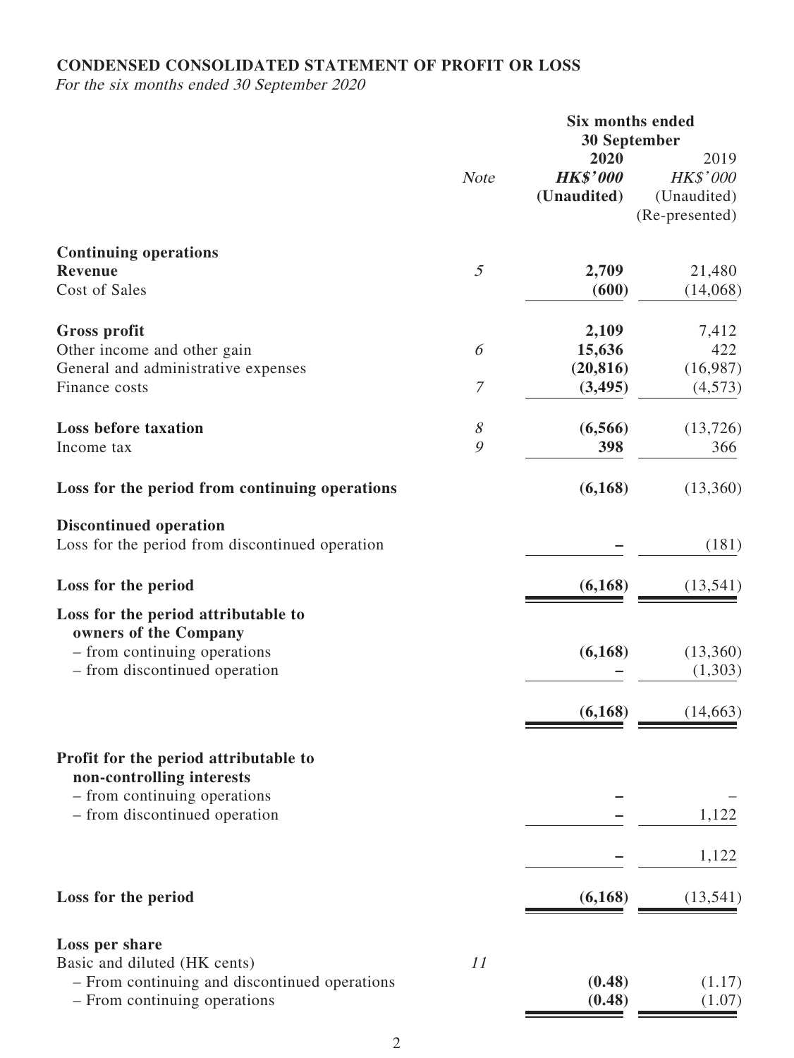**CONDENSED CONSOLIDATED STATEMENT OF PROFIT OR LOSS**

*For the six months ended 30 September 2020*

| | Note | Six months ended 30 September 2020 HK$'000 (Unaudited) | 2019 HK$'000 (Unaudited) (Re-presented) |
|---|---|---|---|
| **Continuing operations** | | | |
| **Revenue** | 5 | **2,709** | 21,480 |
| Cost of Sales | | **(600)** | (14,068) |
| **Gross profit** | | **2,109** | 7,412 |
| Other income and other gain | 6 | **15,636** | 422 |
| General and administrative expenses | | **(20,816)** | (16,987) |
| Finance costs | 7 | **(3,495)** | (4,573) |
| **Loss before taxation** | 8 | **(6,566)** | (13,726) |
| Income tax | 9 | **398** | 366 |
| **Loss for the period from continuing operations** | | **(6,168)** | (13,360) |
| **Discontinued operation** | | | |
| Loss for the period from discontinued operation | | **–** | (181) |
| **Loss for the period** | | **(6,168)** | (13,541) |
| **Loss for the period attributable to owners of the Company** | | | |
| – from continuing operations | | **(6,168)** | (13,360) |
| – from discontinued operation | | **–** | (1,303) |
| | | **(6,168)** | (14,663) |
| **Profit for the period attributable to non-controlling interests** | | | |
| – from continuing operations | | **–** | – |
| – from discontinued operation | | **–** | 1,122 |
| | | **–** | 1,122 |
| **Loss for the period** | | **(6,168)** | (13,541) |
| **Loss per share** | | | |
| Basic and diluted (HK cents) | 11 | | |
| – From continuing and discontinued operations | | **(0.48)** | (1.17) |
| – From continuing operations | | **(0.48)** | (1.07) |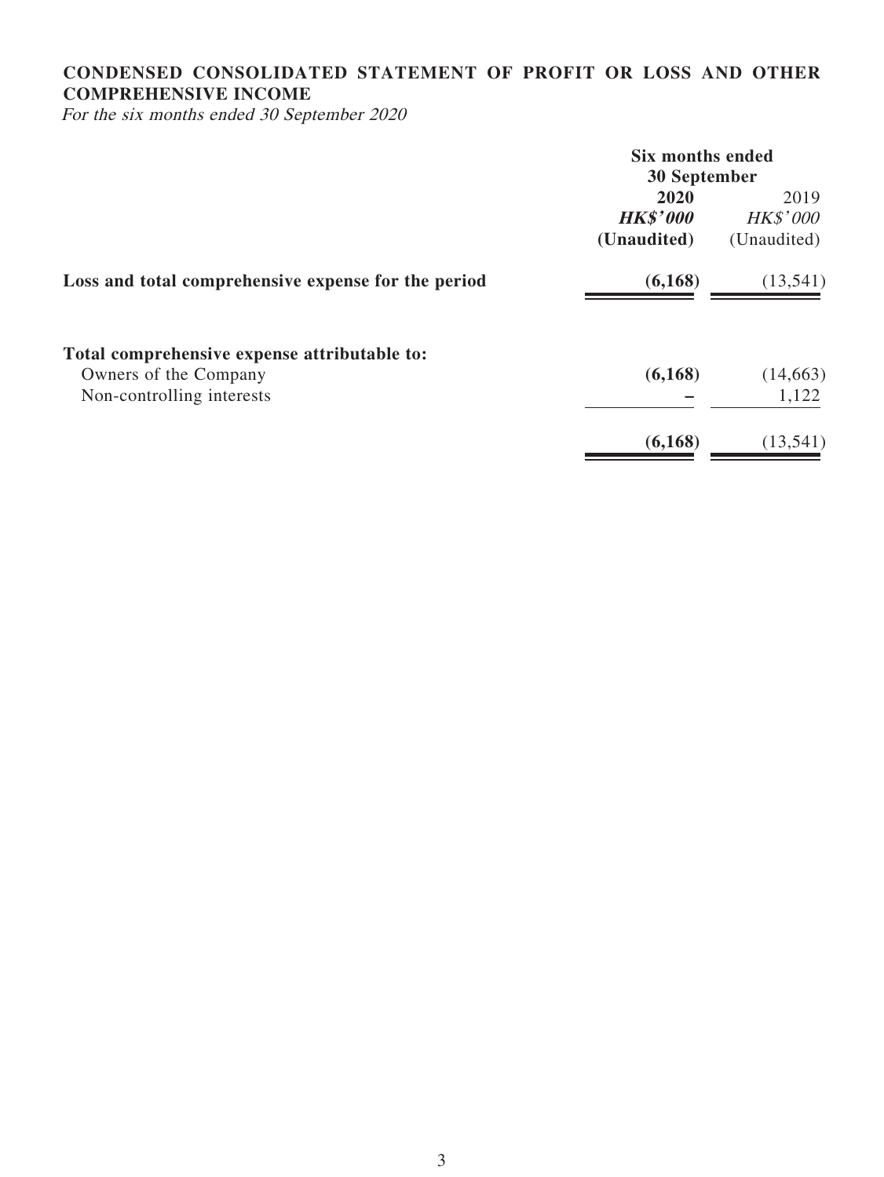## CONDENSED CONSOLIDATED STATEMENT OF PROFIT OR LOSS AND OTHER COMPREHENSIVE INCOME

*For the six months ended 30 September 2020*

| | Six months ended 30 September | |
|---|---|---|
| | **2020** | 2019 |
| | ***HK$'000*** | *HK$'000* |
| | **(Unaudited)** | (Unaudited) |
| **Loss and total comprehensive expense for the period** | **(6,168)** | (13,541) |
| **Total comprehensive expense attributable to:** | | |
| Owners of the Company | **(6,168)** | (14,663) |
| Non-controlling interests | **–** | 1,122 |
| | **(6,168)** | (13,541) |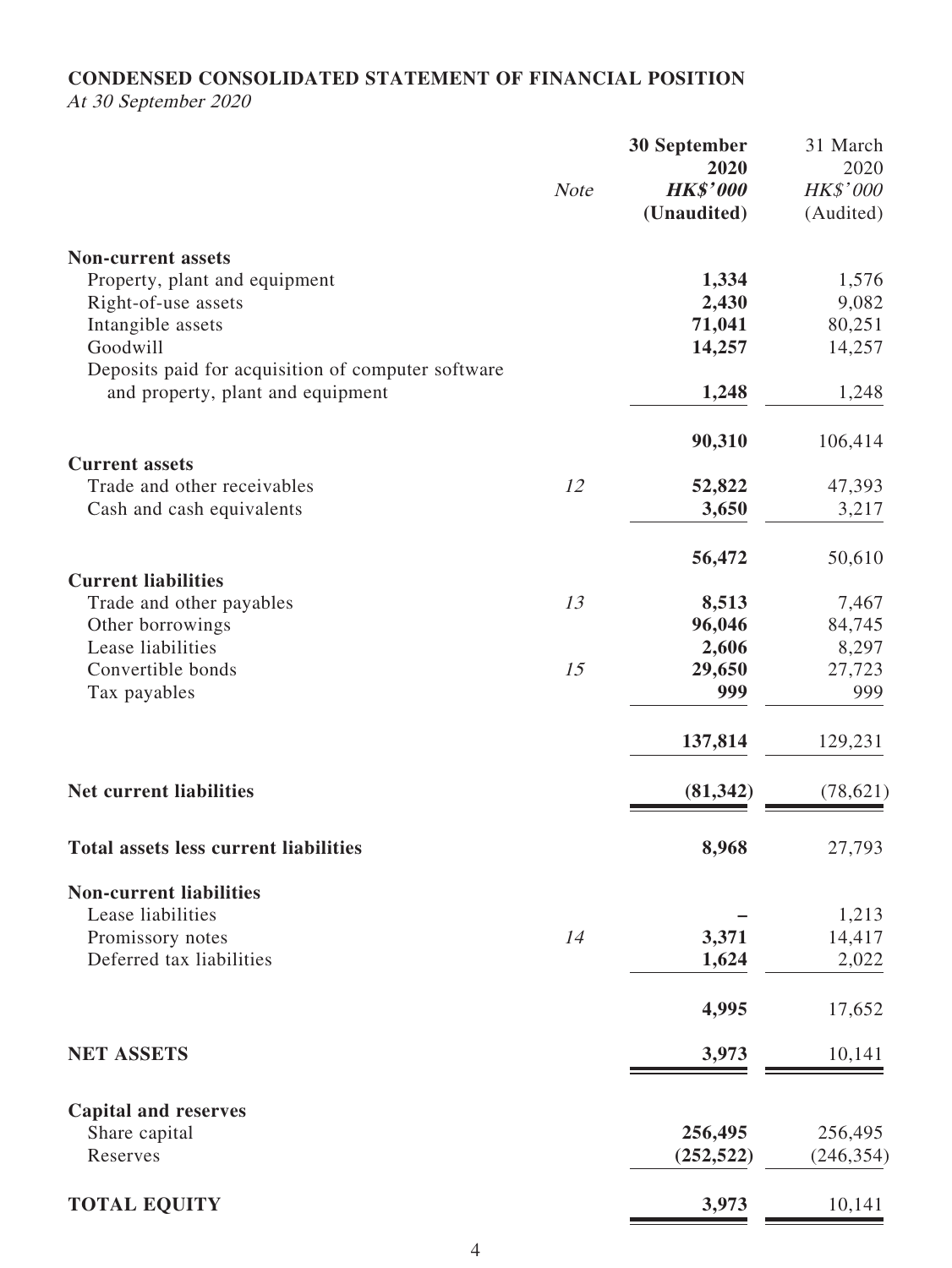**CONDENSED CONSOLIDATED STATEMENT OF FINANCIAL POSITION**

*At 30 September 2020*

| | *Note* | **30 September 2020** ***HK$'000*** **(Unaudited)** | 31 March 2020 *HK$'000* (Audited) |
|---|---|---|---|
| **Non-current assets** | | | |
| Property, plant and equipment | | **1,334** | 1,576 |
| Right-of-use assets | | **2,430** | 9,082 |
| Intangible assets | | **71,041** | 80,251 |
| Goodwill | | **14,257** | 14,257 |
| Deposits paid for acquisition of computer software and property, plant and equipment | | **1,248** | 1,248 |
| | | **90,310** | 106,414 |
| **Current assets** | | | |
| Trade and other receivables | *12* | **52,822** | 47,393 |
| Cash and cash equivalents | | **3,650** | 3,217 |
| | | **56,472** | 50,610 |
| **Current liabilities** | | | |
| Trade and other payables | *13* | **8,513** | 7,467 |
| Other borrowings | | **96,046** | 84,745 |
| Lease liabilities | | **2,606** | 8,297 |
| Convertible bonds | *15* | **29,650** | 27,723 |
| Tax payables | | **999** | 999 |
| | | **137,814** | 129,231 |
| **Net current liabilities** | | **(81,342)** | (78,621) |
| **Total assets less current liabilities** | | **8,968** | 27,793 |
| **Non-current liabilities** | | | |
| Lease liabilities | | **–** | 1,213 |
| Promissory notes | *14* | **3,371** | 14,417 |
| Deferred tax liabilities | | **1,624** | 2,022 |
| | | **4,995** | 17,652 |
| **NET ASSETS** | | **3,973** | 10,141 |
| **Capital and reserves** | | | |
| Share capital | | **256,495** | 256,495 |
| Reserves | | **(252,522)** | (246,354) |
| **TOTAL EQUITY** | | **3,973** | 10,141 |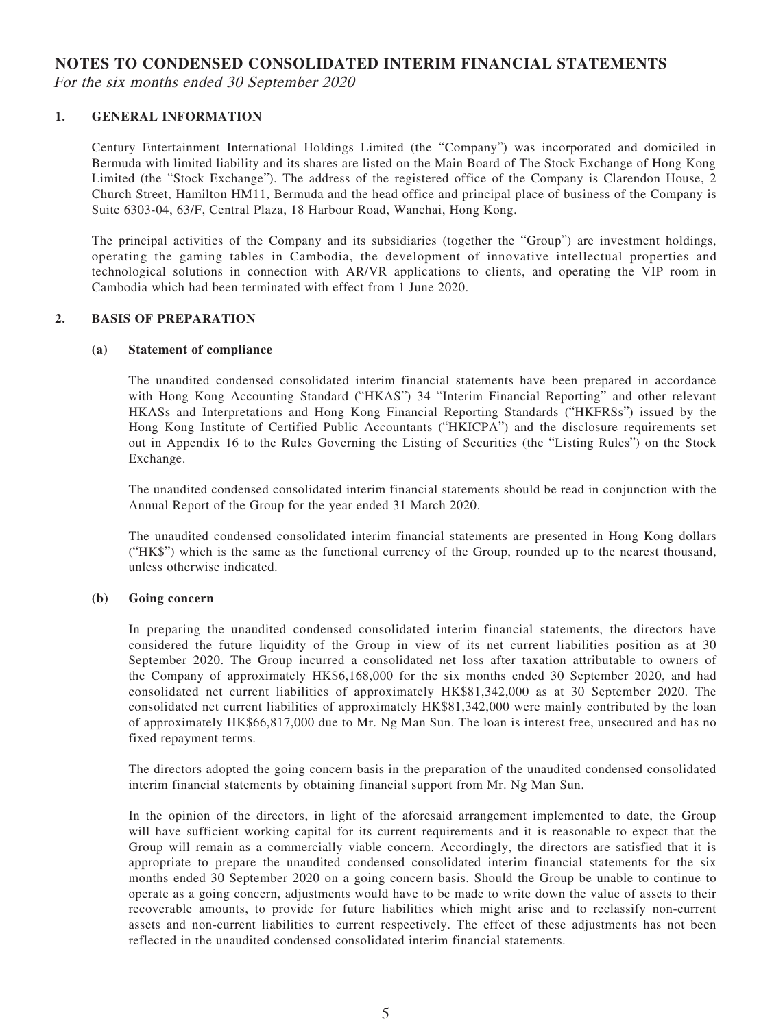# NOTES TO CONDENSED CONSOLIDATED INTERIM FINANCIAL STATEMENTS

*For the six months ended 30 September 2020*

## 1. GENERAL INFORMATION

Century Entertainment International Holdings Limited (the "Company") was incorporated and domiciled in Bermuda with limited liability and its shares are listed on the Main Board of The Stock Exchange of Hong Kong Limited (the "Stock Exchange"). The address of the registered office of the Company is Clarendon House, 2 Church Street, Hamilton HM11, Bermuda and the head office and principal place of business of the Company is Suite 6303-04, 63/F, Central Plaza, 18 Harbour Road, Wanchai, Hong Kong.

The principal activities of the Company and its subsidiaries (together the "Group") are investment holdings, operating the gaming tables in Cambodia, the development of innovative intellectual properties and technological solutions in connection with AR/VR applications to clients, and operating the VIP room in Cambodia which had been terminated with effect from 1 June 2020.

## 2. BASIS OF PREPARATION

### (a) Statement of compliance

The unaudited condensed consolidated interim financial statements have been prepared in accordance with Hong Kong Accounting Standard ("HKAS") 34 "Interim Financial Reporting" and other relevant HKASs and Interpretations and Hong Kong Financial Reporting Standards ("HKFRSs") issued by the Hong Kong Institute of Certified Public Accountants ("HKICPA") and the disclosure requirements set out in Appendix 16 to the Rules Governing the Listing of Securities (the "Listing Rules") on the Stock Exchange.

The unaudited condensed consolidated interim financial statements should be read in conjunction with the Annual Report of the Group for the year ended 31 March 2020.

The unaudited condensed consolidated interim financial statements are presented in Hong Kong dollars ("HK$") which is the same as the functional currency of the Group, rounded up to the nearest thousand, unless otherwise indicated.

### (b) Going concern

In preparing the unaudited condensed consolidated interim financial statements, the directors have considered the future liquidity of the Group in view of its net current liabilities position as at 30 September 2020. The Group incurred a consolidated net loss after taxation attributable to owners of the Company of approximately HK$6,168,000 for the six months ended 30 September 2020, and had consolidated net current liabilities of approximately HK$81,342,000 as at 30 September 2020. The consolidated net current liabilities of approximately HK$81,342,000 were mainly contributed by the loan of approximately HK$66,817,000 due to Mr. Ng Man Sun. The loan is interest free, unsecured and has no fixed repayment terms.

The directors adopted the going concern basis in the preparation of the unaudited condensed consolidated interim financial statements by obtaining financial support from Mr. Ng Man Sun.

In the opinion of the directors, in light of the aforesaid arrangement implemented to date, the Group will have sufficient working capital for its current requirements and it is reasonable to expect that the Group will remain as a commercially viable concern. Accordingly, the directors are satisfied that it is appropriate to prepare the unaudited condensed consolidated interim financial statements for the six months ended 30 September 2020 on a going concern basis. Should the Group be unable to continue to operate as a going concern, adjustments would have to be made to write down the value of assets to their recoverable amounts, to provide for future liabilities which might arise and to reclassify non-current assets and non-current liabilities to current respectively. The effect of these adjustments has not been reflected in the unaudited condensed consolidated interim financial statements.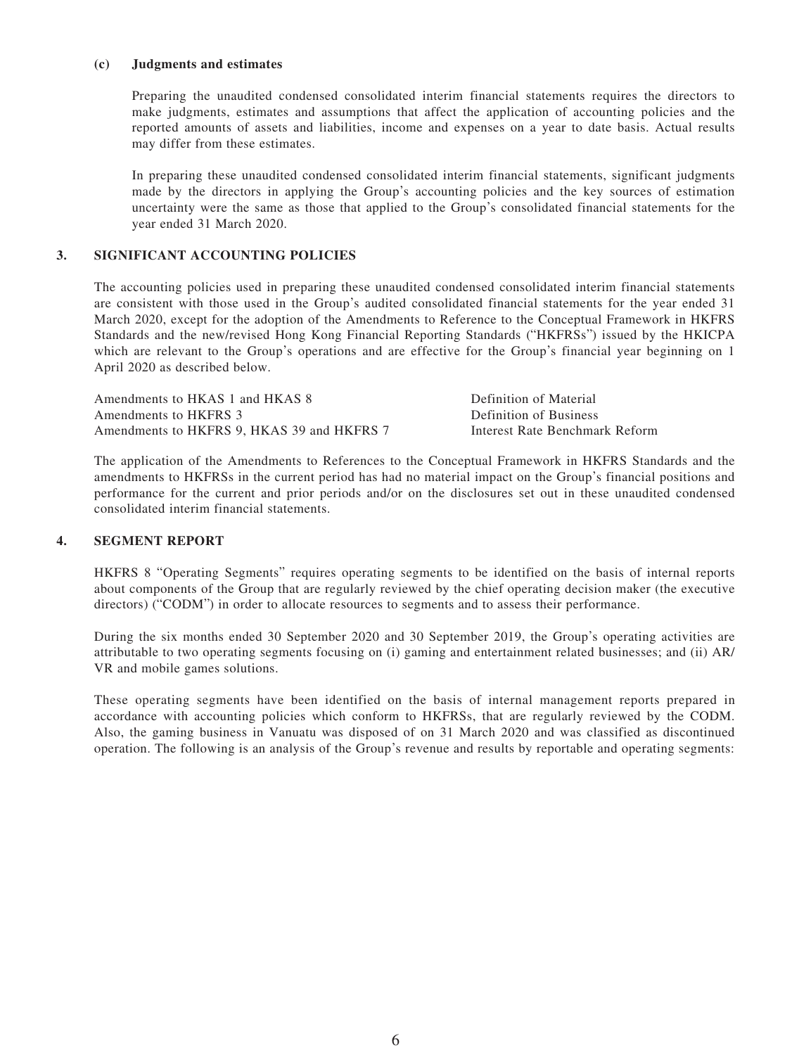### (c) Judgments and estimates

Preparing the unaudited condensed consolidated interim financial statements requires the directors to make judgments, estimates and assumptions that affect the application of accounting policies and the reported amounts of assets and liabilities, income and expenses on a year to date basis. Actual results may differ from these estimates.

In preparing these unaudited condensed consolidated interim financial statements, significant judgments made by the directors in applying the Group's accounting policies and the key sources of estimation uncertainty were the same as those that applied to the Group's consolidated financial statements for the year ended 31 March 2020.

## 3. SIGNIFICANT ACCOUNTING POLICIES

The accounting policies used in preparing these unaudited condensed consolidated interim financial statements are consistent with those used in the Group's audited consolidated financial statements for the year ended 31 March 2020, except for the adoption of the Amendments to Reference to the Conceptual Framework in HKFRS Standards and the new/revised Hong Kong Financial Reporting Standards ("HKFRSs") issued by the HKICPA which are relevant to the Group's operations and are effective for the Group's financial year beginning on 1 April 2020 as described below.

| | |
|---|---|
| Amendments to HKAS 1 and HKAS 8 | Definition of Material |
| Amendments to HKFRS 3 | Definition of Business |
| Amendments to HKFRS 9, HKAS 39 and HKFRS 7 | Interest Rate Benchmark Reform |

The application of the Amendments to References to the Conceptual Framework in HKFRS Standards and the amendments to HKFRSs in the current period has had no material impact on the Group's financial positions and performance for the current and prior periods and/or on the disclosures set out in these unaudited condensed consolidated interim financial statements.

## 4. SEGMENT REPORT

HKFRS 8 "Operating Segments" requires operating segments to be identified on the basis of internal reports about components of the Group that are regularly reviewed by the chief operating decision maker (the executive directors) ("CODM") in order to allocate resources to segments and to assess their performance.

During the six months ended 30 September 2020 and 30 September 2019, the Group's operating activities are attributable to two operating segments focusing on (i) gaming and entertainment related businesses; and (ii) AR/VR and mobile games solutions.

These operating segments have been identified on the basis of internal management reports prepared in accordance with accounting policies which conform to HKFRSs, that are regularly reviewed by the CODM. Also, the gaming business in Vanuatu was disposed of on 31 March 2020 and was classified as discontinued operation. The following is an analysis of the Group's revenue and results by reportable and operating segments: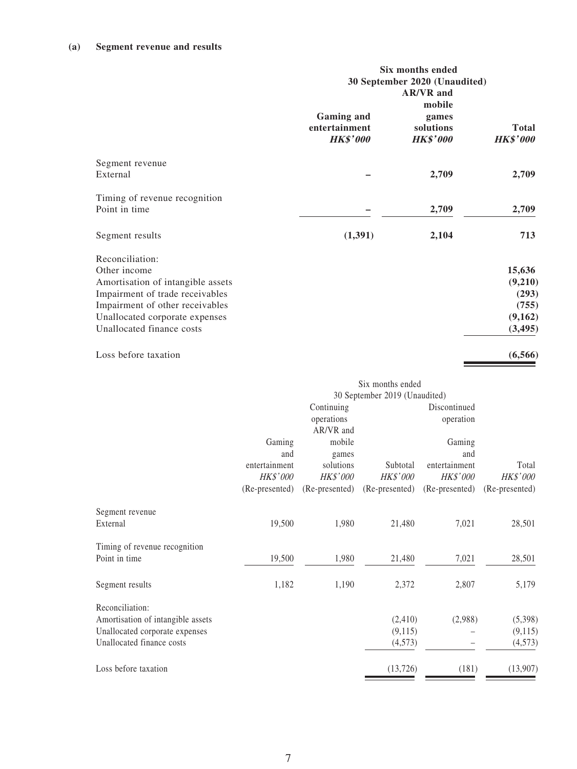**(a) Segment revenue and results**

| | Six months ended 30 September 2020 (Unaudited) | | |
|---|---|---|---|
| | **Gaming and entertainment** | **AR/VR and mobile games solutions** | **Total** |
| | ***HK$'000*** | ***HK$'000*** | ***HK$'000*** |
| Segment revenue | | | |
| External | **–** | **2,709** | **2,709** |
| Timing of revenue recognition | | | |
| Point in time | **–** | **2,709** | **2,709** |
| Segment results | **(1,391)** | **2,104** | **713** |
| Reconciliation: | | | |
| Other income | | | **15,636** |
| Amortisation of intangible assets | | | **(9,210)** |
| Impairment of trade receivables | | | **(293)** |
| Impairment of other receivables | | | **(755)** |
| Unallocated corporate expenses | | | **(9,162)** |
| Unallocated finance costs | | | **(3,495)** |
| Loss before taxation | | | **(6,566)** |

| | Six months ended 30 September 2019 (Unaudited) | | | | |
|---|---|---|---|---|---|
| | Continuing operations | | | Discontinued operation | |
| | Gaming and entertainment | AR/VR and mobile games solutions | Subtotal | Gaming and entertainment | Total |
| | *HK$'000* | *HK$'000* | *HK$'000* | *HK$'000* | *HK$'000* |
| | (Re-presented) | (Re-presented) | (Re-presented) | (Re-presented) | (Re-presented) |
| Segment revenue | | | | | |
| External | 19,500 | 1,980 | 21,480 | 7,021 | 28,501 |
| Timing of revenue recognition | | | | | |
| Point in time | 19,500 | 1,980 | 21,480 | 7,021 | 28,501 |
| Segment results | 1,182 | 1,190 | 2,372 | 2,807 | 5,179 |
| Reconciliation: | | | | | |
| Amortisation of intangible assets | | | (2,410) | (2,988) | (5,398) |
| Unallocated corporate expenses | | | (9,115) | – | (9,115) |
| Unallocated finance costs | | | (4,573) | – | (4,573) |
| Loss before taxation | | | (13,726) | (181) | (13,907) |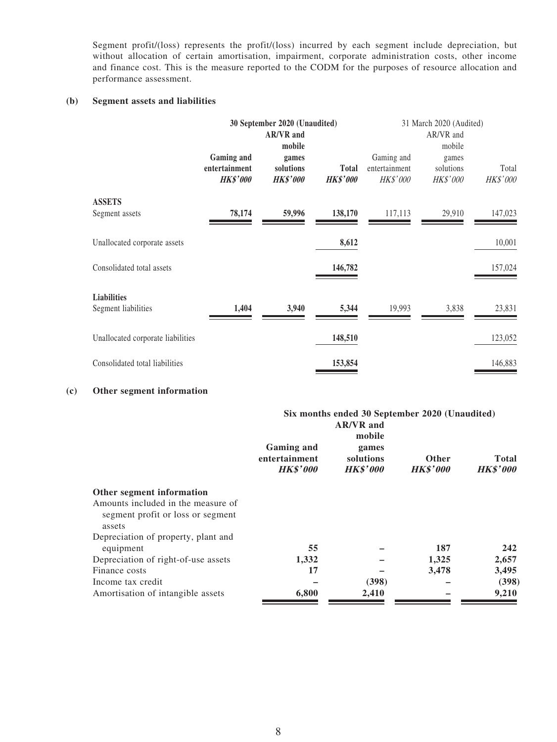Segment profit/(loss) represents the profit/(loss) incurred by each segment include depreciation, but without allocation of certain amortisation, impairment, corporate administration costs, other income and finance cost. This is the measure reported to the CODM for the purposes of resource allocation and performance assessment.

**(b) Segment assets and liabilities**

| | **30 September 2020 (Unaudited)** | | | 31 March 2020 (Audited) | | |
|---|---|---|---|---|---|---|
| | **Gaming and entertainment** | **AR/VR and mobile games solutions** | **Total** | Gaming and entertainment | AR/VR and mobile games solutions | Total |
| | ***HK$'000*** | ***HK$'000*** | ***HK$'000*** | *HK$'000* | *HK$'000* | *HK$'000* |
| **ASSETS** | | | | | | |
| Segment assets | **78,174** | **59,996** | **138,170** | 117,113 | 29,910 | 147,023 |
| Unallocated corporate assets | | | **8,612** | | | 10,001 |
| Consolidated total assets | | | **146,782** | | | 157,024 |
| **Liabilities** | | | | | | |
| Segment liabilities | **1,404** | **3,940** | **5,344** | 19,993 | 3,838 | 23,831 |
| Unallocated corporate liabilities | | | **148,510** | | | 123,052 |
| Consolidated total liabilities | | | **153,854** | | | 146,883 |

**(c) Other segment information**

| | **Six months ended 30 September 2020 (Unaudited)** | | | |
|---|---|---|---|---|
| | **Gaming and entertainment** | **AR/VR and mobile games solutions** | **Other** | **Total** |
| | ***HK$'000*** | ***HK$'000*** | ***HK$'000*** | ***HK$'000*** |
| **Other segment information** | | | | |
| Amounts included in the measure of segment profit or loss or segment assets | | | | |
| Depreciation of property, plant and equipment | **55** | **–** | **187** | **242** |
| Depreciation of right-of-use assets | **1,332** | **–** | **1,325** | **2,657** |
| Finance costs | **17** | **–** | **3,478** | **3,495** |
| Income tax credit | **–** | **(398)** | **–** | **(398)** |
| Amortisation of intangible assets | **6,800** | **2,410** | **–** | **9,210** |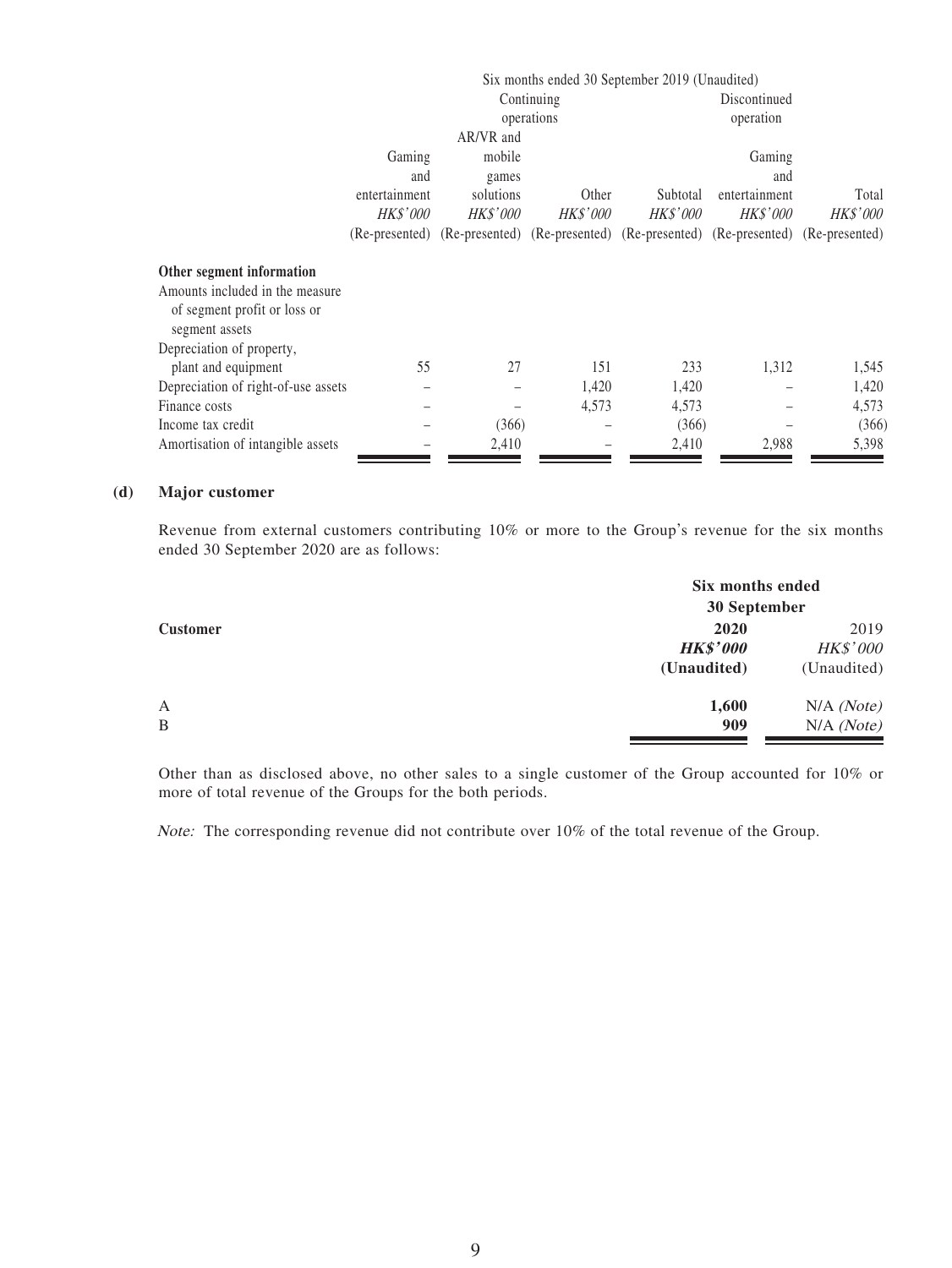| | Six months ended 30 September 2019 (Unaudited) | | | | | |
|---|---|---|---|---|---|---|
| | Continuing operations | | | | Discontinued operation | |
| | Gaming and entertainment | AR/VR and mobile games solutions | Other | Subtotal | Gaming and entertainment | Total |
| | *HK$'000* | *HK$'000* | *HK$'000* | *HK$'000* | *HK$'000* | *HK$'000* |
| | (Re-presented) | (Re-presented) | (Re-presented) | (Re-presented) | (Re-presented) | (Re-presented) |
| **Other segment information** | | | | | | |
| Amounts included in the measure of segment profit or loss or segment assets | | | | | | |
| Depreciation of property, plant and equipment | 55 | 27 | 151 | 233 | 1,312 | 1,545 |
| Depreciation of right-of-use assets | – | – | 1,420 | 1,420 | – | 1,420 |
| Finance costs | – | – | 4,573 | 4,573 | – | 4,573 |
| Income tax credit | – | (366) | – | (366) | – | (366) |
| Amortisation of intangible assets | – | 2,410 | – | 2,410 | 2,988 | 5,398 |

**(d) Major customer**

Revenue from external customers contributing 10% or more to the Group's revenue for the six months ended 30 September 2020 are as follows:

| | Six months ended 30 September | |
|---|---|---|
| **Customer** | **2020** | 2019 |
| | ***HK$'000*** | *HK$'000* |
| | **(Unaudited)** | (Unaudited) |
| A | **1,600** | N/A *(Note)* |
| B | **909** | N/A *(Note)* |

Other than as disclosed above, no other sales to a single customer of the Group accounted for 10% or more of total revenue of the Groups for the both periods.

*Note:* The corresponding revenue did not contribute over 10% of the total revenue of the Group.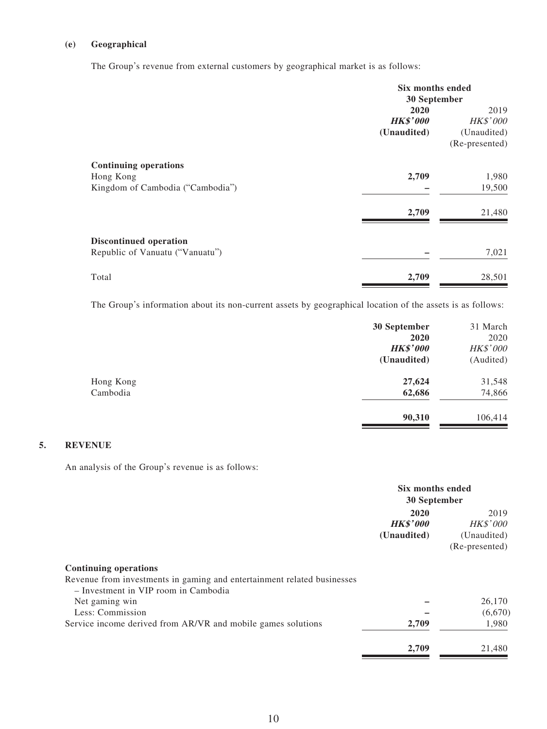**(e) Geographical**

The Group's revenue from external customers by geographical market is as follows:

| | Six months ended 30 September | |
|---|---|---|
| | **2020** | 2019 |
| | ***HK$'000*** | *HK$'000* |
| | **(Unaudited)** | (Unaudited) |
| | | (Re-presented) |
| **Continuing operations** | | |
| Hong Kong | **2,709** | 1,980 |
| Kingdom of Cambodia ("Cambodia") | **–** | 19,500 |
| | **2,709** | 21,480 |
| **Discontinued operation** | | |
| Republic of Vanuatu ("Vanuatu") | **–** | 7,021 |
| Total | **2,709** | 28,501 |

The Group's information about its non-current assets by geographical location of the assets is as follows:

| | **30 September 2020** | 31 March 2020 |
|---|---|---|
| | ***HK$'000*** | *HK$'000* |
| | **(Unaudited)** | (Audited) |
| Hong Kong | **27,624** | 31,548 |
| Cambodia | **62,686** | 74,866 |
| | **90,310** | 106,414 |

## 5. REVENUE

An analysis of the Group's revenue is as follows:

| | Six months ended 30 September | |
|---|---|---|
| | **2020** | 2019 |
| | ***HK$'000*** | *HK$'000* |
| | **(Unaudited)** | (Unaudited) |
| | | (Re-presented) |
| **Continuing operations** | | |
| Revenue from investments in gaming and entertainment related businesses | | |
| – Investment in VIP room in Cambodia | | |
| Net gaming win | **–** | 26,170 |
| Less: Commission | **–** | (6,670) |
| Service income derived from AR/VR and mobile games solutions | **2,709** | 1,980 |
| | **2,709** | 21,480 |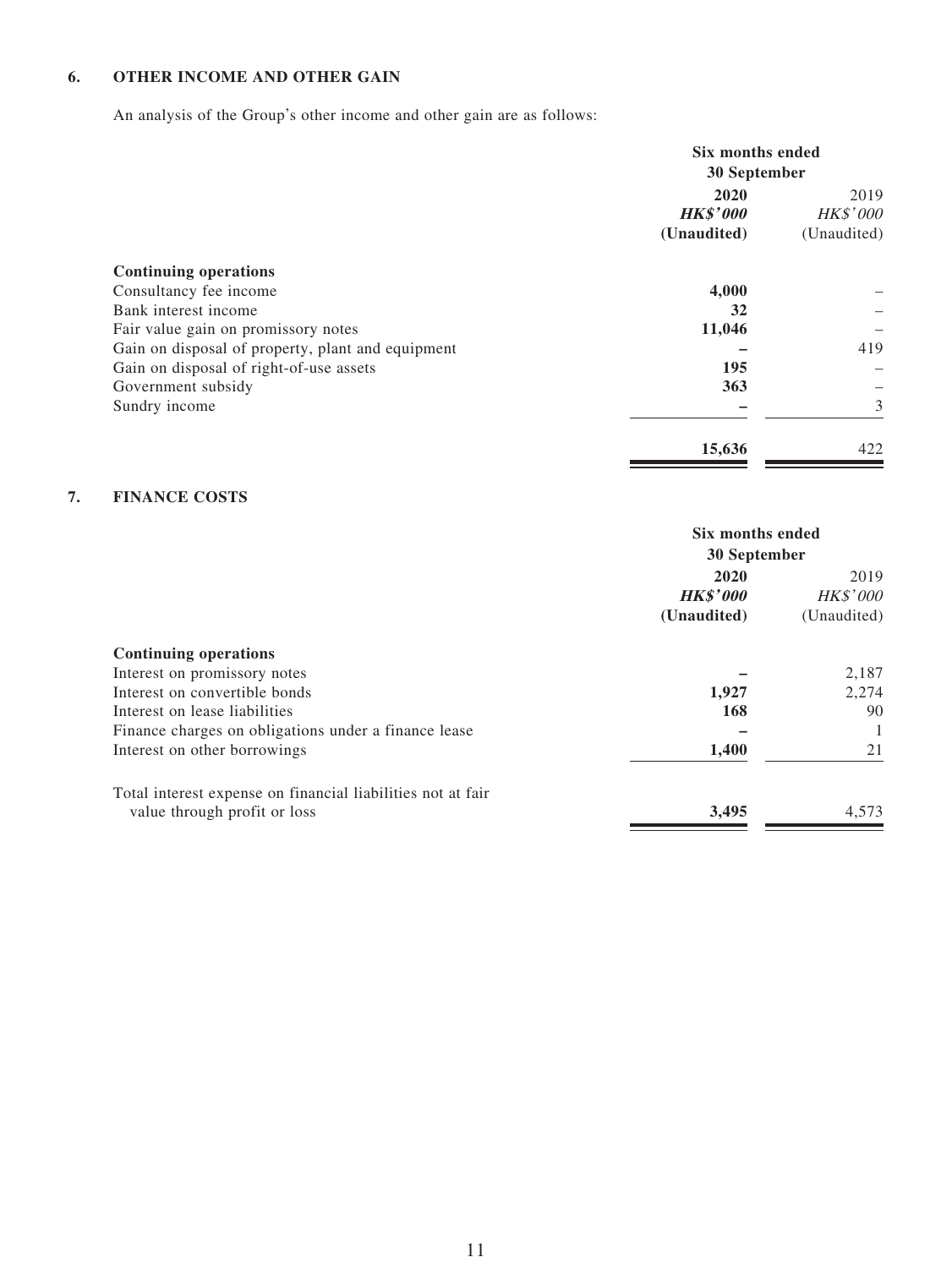## 6. OTHER INCOME AND OTHER GAIN

An analysis of the Group's other income and other gain are as follows:

| | Six months ended 30 September | |
|---|---|---|
| | **2020** | 2019 |
| | ***HK$'000*** | *HK$'000* |
| | **(Unaudited)** | (Unaudited) |
| **Continuing operations** | | |
| Consultancy fee income | **4,000** | – |
| Bank interest income | **32** | – |
| Fair value gain on promissory notes | **11,046** | – |
| Gain on disposal of property, plant and equipment | **–** | 419 |
| Gain on disposal of right-of-use assets | **195** | – |
| Government subsidy | **363** | – |
| Sundry income | **–** | 3 |
| | **15,636** | 422 |

## 7. FINANCE COSTS

| | Six months ended 30 September | |
|---|---|---|
| | **2020** | 2019 |
| | ***HK$'000*** | *HK$'000* |
| | **(Unaudited)** | (Unaudited) |
| **Continuing operations** | | |
| Interest on promissory notes | **–** | 2,187 |
| Interest on convertible bonds | **1,927** | 2,274 |
| Interest on lease liabilities | **168** | 90 |
| Finance charges on obligations under a finance lease | **–** | 1 |
| Interest on other borrowings | **1,400** | 21 |
| Total interest expense on financial liabilities not at fair value through profit or loss | **3,495** | 4,573 |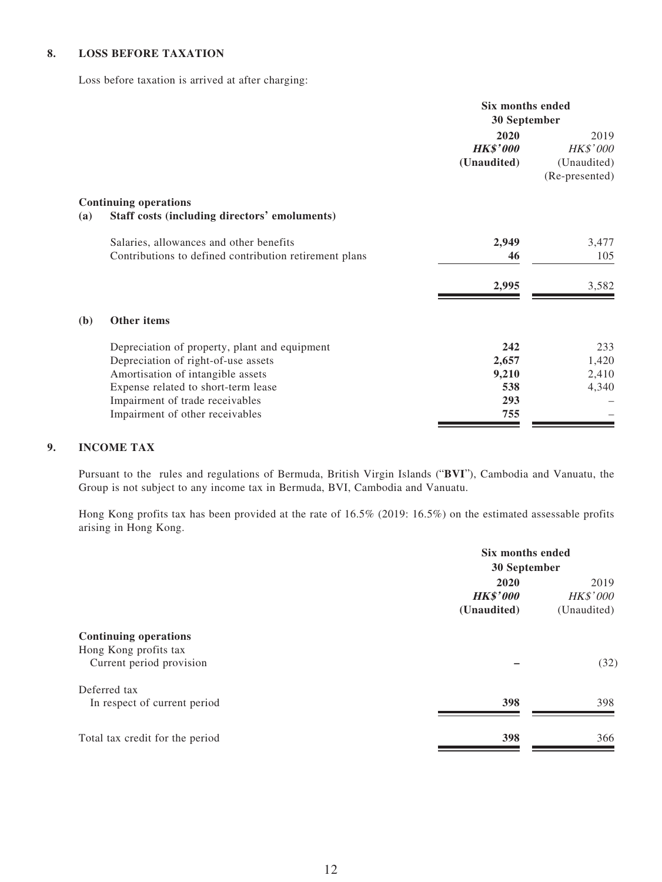## 8. LOSS BEFORE TAXATION

Loss before taxation is arrived at after charging:

| | Six months ended 30 September | |
|---|---|---|
| | **2020** | 2019 |
| | ***HK$'000*** | *HK$'000* |
| | **(Unaudited)** | (Unaudited) |
| | | (Re-presented) |
| **Continuing operations** | | |
| **(a) Staff costs (including directors' emoluments)** | | |
| Salaries, allowances and other benefits | **2,949** | 3,477 |
| Contributions to defined contribution retirement plans | **46** | 105 |
| | **2,995** | 3,582 |
| **(b) Other items** | | |
| Depreciation of property, plant and equipment | **242** | 233 |
| Depreciation of right-of-use assets | **2,657** | 1,420 |
| Amortisation of intangible assets | **9,210** | 2,410 |
| Expense related to short-term lease | **538** | 4,340 |
| Impairment of trade receivables | **293** | – |
| Impairment of other receivables | **755** | – |

## 9. INCOME TAX

Pursuant to the rules and regulations of Bermuda, British Virgin Islands ("**BVI**"), Cambodia and Vanuatu, the Group is not subject to any income tax in Bermuda, BVI, Cambodia and Vanuatu.

Hong Kong profits tax has been provided at the rate of 16.5% (2019: 16.5%) on the estimated assessable profits arising in Hong Kong.

| | Six months ended 30 September | |
|---|---|---|
| | **2020** | 2019 |
| | ***HK$'000*** | *HK$'000* |
| | **(Unaudited)** | (Unaudited) |
| **Continuing operations** | | |
| Hong Kong profits tax | | |
| Current period provision | **–** | (32) |
| Deferred tax | | |
| In respect of current period | **398** | 398 |
| Total tax credit for the period | **398** | 366 |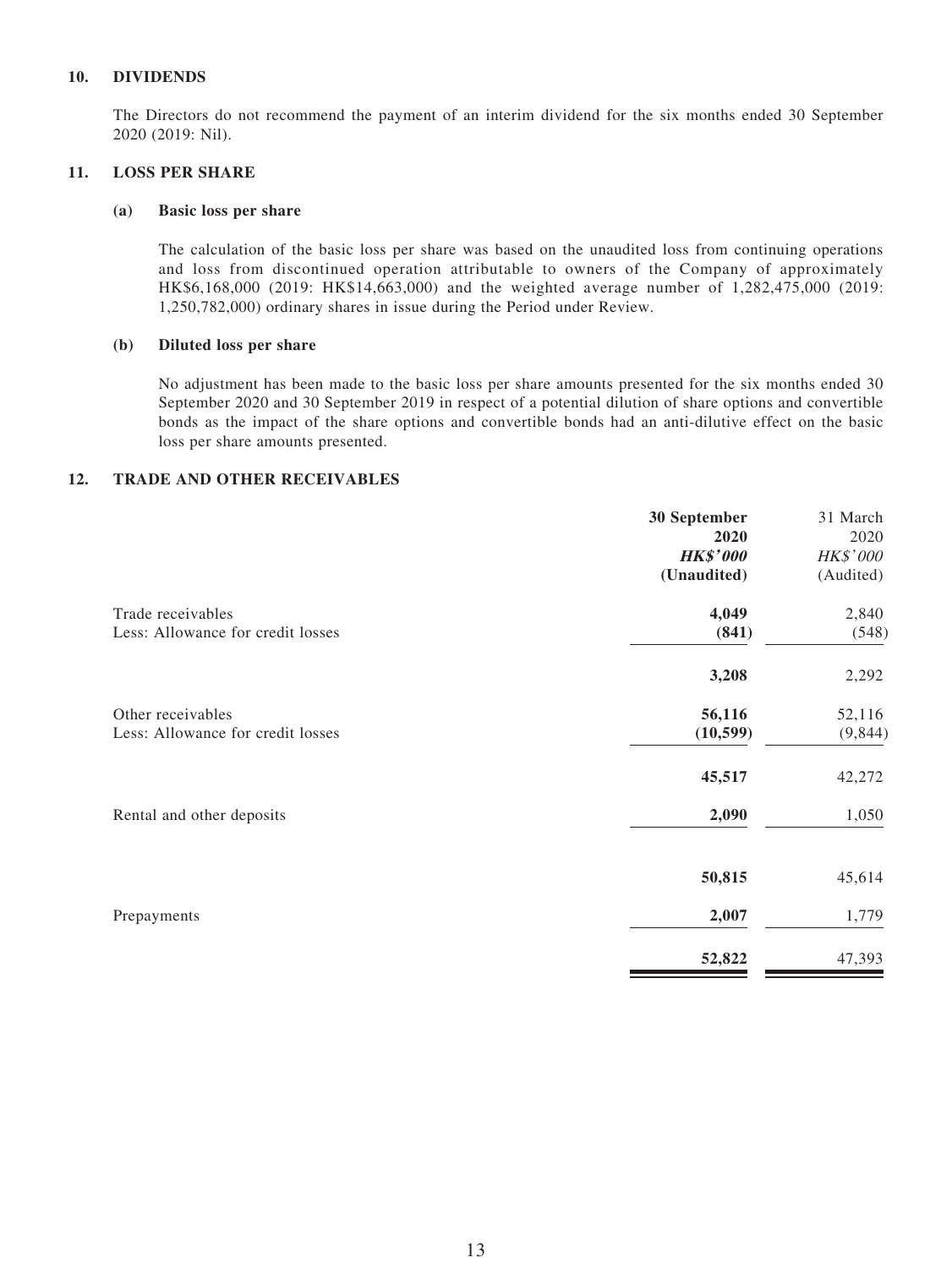## 10. DIVIDENDS

The Directors do not recommend the payment of an interim dividend for the six months ended 30 September 2020 (2019: Nil).

## 11. LOSS PER SHARE

### (a) Basic loss per share

The calculation of the basic loss per share was based on the unaudited loss from continuing operations and loss from discontinued operation attributable to owners of the Company of approximately HK$6,168,000 (2019: HK$14,663,000) and the weighted average number of 1,282,475,000 (2019: 1,250,782,000) ordinary shares in issue during the Period under Review.

### (b) Diluted loss per share

No adjustment has been made to the basic loss per share amounts presented for the six months ended 30 September 2020 and 30 September 2019 in respect of a potential dilution of share options and convertible bonds as the impact of the share options and convertible bonds had an anti-dilutive effect on the basic loss per share amounts presented.

## 12. TRADE AND OTHER RECEIVABLES

| | **30 September 2020** | 31 March 2020 |
|---|---|---|
| | ***HK$'000*** | *HK$'000* |
| | **(Unaudited)** | (Audited) |
| Trade receivables | **4,049** | 2,840 |
| Less: Allowance for credit losses | **(841)** | (548) |
| | **3,208** | 2,292 |
| Other receivables | **56,116** | 52,116 |
| Less: Allowance for credit losses | **(10,599)** | (9,844) |
| | **45,517** | 42,272 |
| Rental and other deposits | **2,090** | 1,050 |
| | **50,815** | 45,614 |
| Prepayments | **2,007** | 1,779 |
| | **52,822** | 47,393 |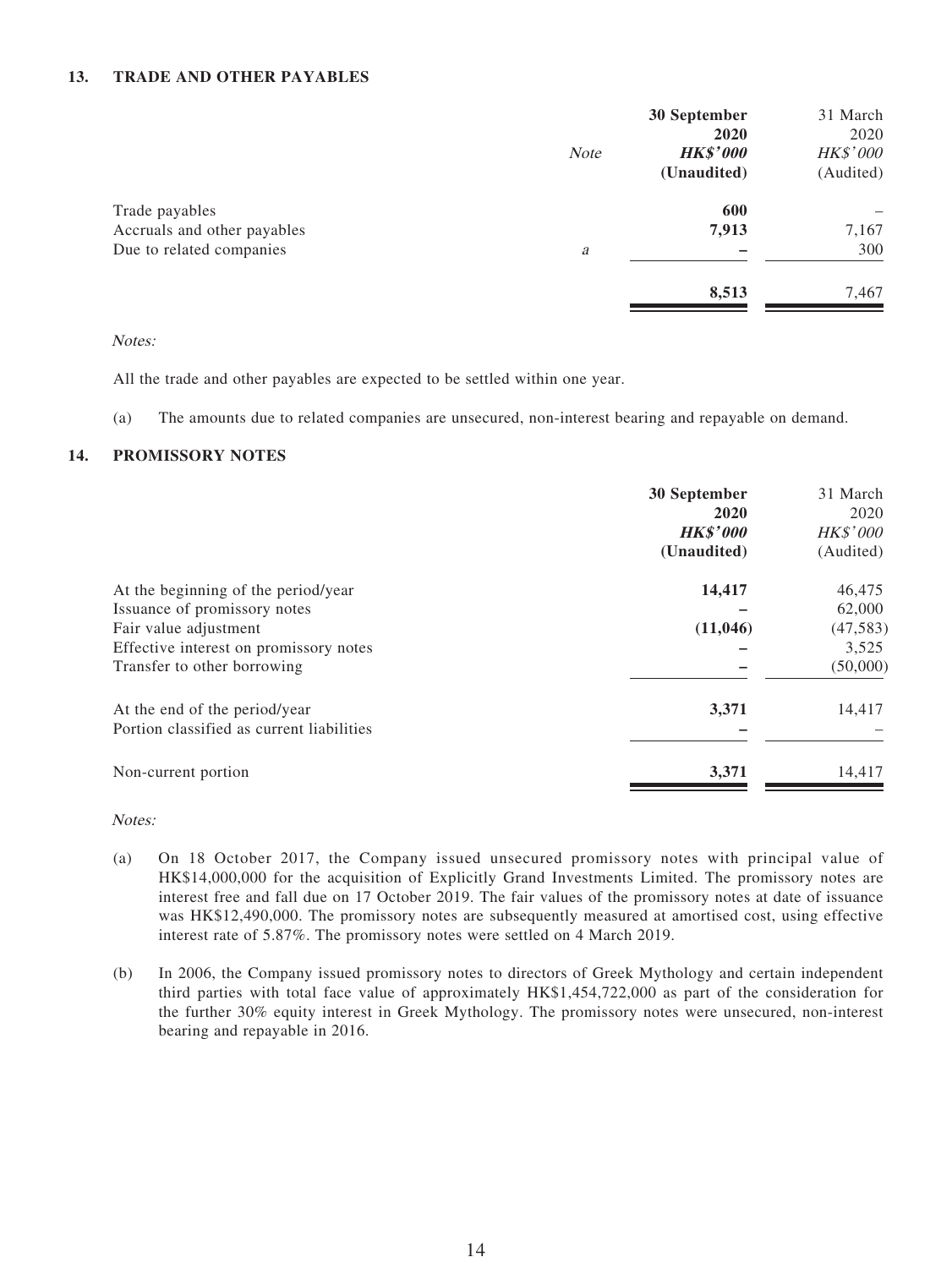### 13. TRADE AND OTHER PAYABLES

| | *Note* | **30 September 2020** ***HK$'000*** **(Unaudited)** | 31 March 2020 *HK$'000* (Audited) |
|---|---|---|---|
| Trade payables | | **600** | – |
| Accruals and other payables | | **7,913** | 7,167 |
| Due to related companies | *a* | **–** | 300 |
| | | **8,513** | 7,467 |

*Notes:*

All the trade and other payables are expected to be settled within one year.

(a) The amounts due to related companies are unsecured, non-interest bearing and repayable on demand.

### 14. PROMISSORY NOTES

| | **30 September 2020** ***HK$'000*** **(Unaudited)** | 31 March 2020 *HK$'000* (Audited) |
|---|---|---|
| At the beginning of the period/year | **14,417** | 46,475 |
| Issuance of promissory notes | **–** | 62,000 |
| Fair value adjustment | **(11,046)** | (47,583) |
| Effective interest on promissory notes | **–** | 3,525 |
| Transfer to other borrowing | **–** | (50,000) |
| At the end of the period/year | **3,371** | 14,417 |
| Portion classified as current liabilities | **–** | – |
| Non-current portion | **3,371** | 14,417 |

*Notes:*

(a) On 18 October 2017, the Company issued unsecured promissory notes with principal value of HK$14,000,000 for the acquisition of Explicitly Grand Investments Limited. The promissory notes are interest free and fall due on 17 October 2019. The fair values of the promissory notes at date of issuance was HK$12,490,000. The promissory notes are subsequently measured at amortised cost, using effective interest rate of 5.87%. The promissory notes were settled on 4 March 2019.

(b) In 2006, the Company issued promissory notes to directors of Greek Mythology and certain independent third parties with total face value of approximately HK$1,454,722,000 as part of the consideration for the further 30% equity interest in Greek Mythology. The promissory notes were unsecured, non-interest bearing and repayable in 2016.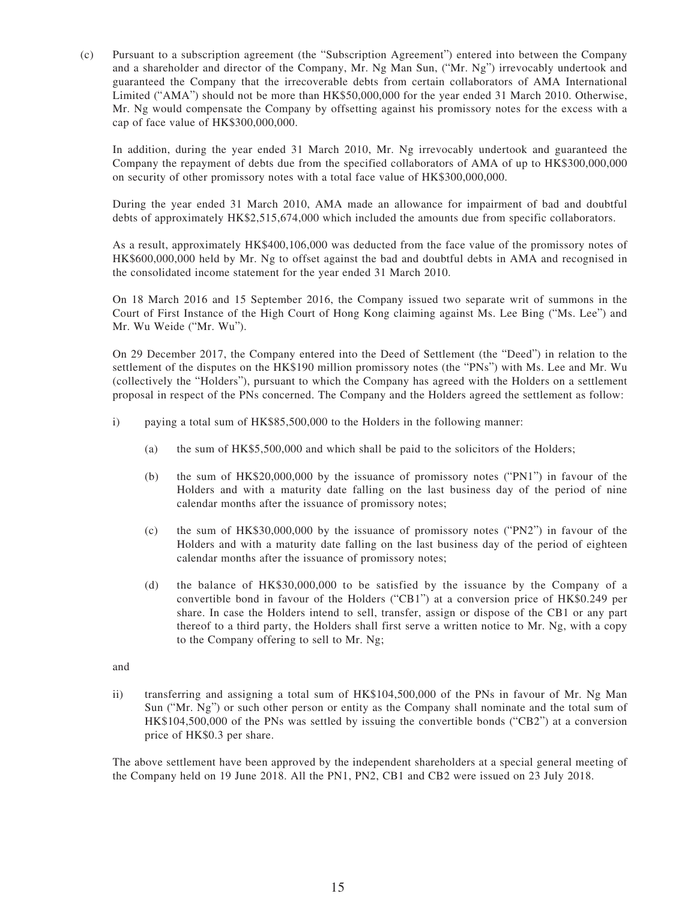(c) Pursuant to a subscription agreement (the "Subscription Agreement") entered into between the Company and a shareholder and director of the Company, Mr. Ng Man Sun, ("Mr. Ng") irrevocably undertook and guaranteed the Company that the irrecoverable debts from certain collaborators of AMA International Limited ("AMA") should not be more than HK$50,000,000 for the year ended 31 March 2010. Otherwise, Mr. Ng would compensate the Company by offsetting against his promissory notes for the excess with a cap of face value of HK$300,000,000.

In addition, during the year ended 31 March 2010, Mr. Ng irrevocably undertook and guaranteed the Company the repayment of debts due from the specified collaborators of AMA of up to HK$300,000,000 on security of other promissory notes with a total face value of HK$300,000,000.

During the year ended 31 March 2010, AMA made an allowance for impairment of bad and doubtful debts of approximately HK$2,515,674,000 which included the amounts due from specific collaborators.

As a result, approximately HK$400,106,000 was deducted from the face value of the promissory notes of HK$600,000,000 held by Mr. Ng to offset against the bad and doubtful debts in AMA and recognised in the consolidated income statement for the year ended 31 March 2010.

On 18 March 2016 and 15 September 2016, the Company issued two separate writ of summons in the Court of First Instance of the High Court of Hong Kong claiming against Ms. Lee Bing ("Ms. Lee") and Mr. Wu Weide ("Mr. Wu").

On 29 December 2017, the Company entered into the Deed of Settlement (the "Deed") in relation to the settlement of the disputes on the HK$190 million promissory notes (the "PNs") with Ms. Lee and Mr. Wu (collectively the "Holders"), pursuant to which the Company has agreed with the Holders on a settlement proposal in respect of the PNs concerned. The Company and the Holders agreed the settlement as follow:

i) paying a total sum of HK$85,500,000 to the Holders in the following manner:

   (a) the sum of HK$5,500,000 and which shall be paid to the solicitors of the Holders;

   (b) the sum of HK$20,000,000 by the issuance of promissory notes ("PN1") in favour of the Holders and with a maturity date falling on the last business day of the period of nine calendar months after the issuance of promissory notes;

   (c) the sum of HK$30,000,000 by the issuance of promissory notes ("PN2") in favour of the Holders and with a maturity date falling on the last business day of the period of eighteen calendar months after the issuance of promissory notes;

   (d) the balance of HK$30,000,000 to be satisfied by the issuance by the Company of a convertible bond in favour of the Holders ("CB1") at a conversion price of HK$0.249 per share. In case the Holders intend to sell, transfer, assign or dispose of the CB1 or any part thereof to a third party, the Holders shall first serve a written notice to Mr. Ng, with a copy to the Company offering to sell to Mr. Ng;

and

ii) transferring and assigning a total sum of HK$104,500,000 of the PNs in favour of Mr. Ng Man Sun ("Mr. Ng") or such other person or entity as the Company shall nominate and the total sum of HK$104,500,000 of the PNs was settled by issuing the convertible bonds ("CB2") at a conversion price of HK$0.3 per share.

The above settlement have been approved by the independent shareholders at a special general meeting of the Company held on 19 June 2018. All the PN1, PN2, CB1 and CB2 were issued on 23 July 2018.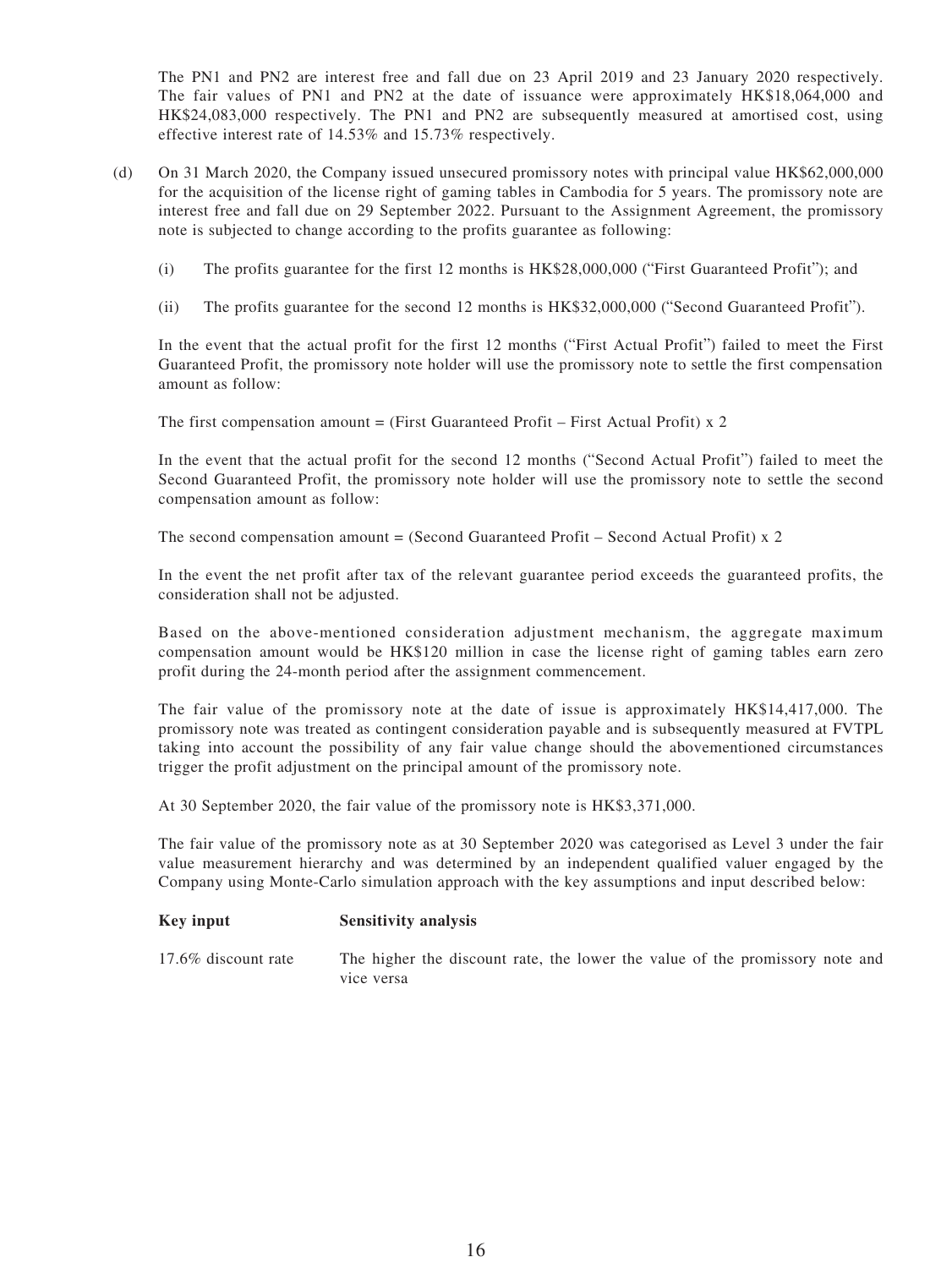The PN1 and PN2 are interest free and fall due on 23 April 2019 and 23 January 2020 respectively. The fair values of PN1 and PN2 at the date of issuance were approximately HK$18,064,000 and HK$24,083,000 respectively. The PN1 and PN2 are subsequently measured at amortised cost, using effective interest rate of 14.53% and 15.73% respectively.

(d) On 31 March 2020, the Company issued unsecured promissory notes with principal value HK$62,000,000 for the acquisition of the license right of gaming tables in Cambodia for 5 years. The promissory note are interest free and fall due on 29 September 2022. Pursuant to the Assignment Agreement, the promissory note is subjected to change according to the profits guarantee as following:

(i) The profits guarantee for the first 12 months is HK$28,000,000 ("First Guaranteed Profit"); and

(ii) The profits guarantee for the second 12 months is HK$32,000,000 ("Second Guaranteed Profit").

In the event that the actual profit for the first 12 months ("First Actual Profit") failed to meet the First Guaranteed Profit, the promissory note holder will use the promissory note to settle the first compensation amount as follow:

The first compensation amount = (First Guaranteed Profit – First Actual Profit) x 2

In the event that the actual profit for the second 12 months ("Second Actual Profit") failed to meet the Second Guaranteed Profit, the promissory note holder will use the promissory note to settle the second compensation amount as follow:

The second compensation amount = (Second Guaranteed Profit – Second Actual Profit) x 2

In the event the net profit after tax of the relevant guarantee period exceeds the guaranteed profits, the consideration shall not be adjusted.

Based on the above-mentioned consideration adjustment mechanism, the aggregate maximum compensation amount would be HK$120 million in case the license right of gaming tables earn zero profit during the 24-month period after the assignment commencement.

The fair value of the promissory note at the date of issue is approximately HK$14,417,000. The promissory note was treated as contingent consideration payable and is subsequently measured at FVTPL taking into account the possibility of any fair value change should the abovementioned circumstances trigger the profit adjustment on the principal amount of the promissory note.

At 30 September 2020, the fair value of the promissory note is HK$3,371,000.

The fair value of the promissory note as at 30 September 2020 was categorised as Level 3 under the fair value measurement hierarchy and was determined by an independent qualified valuer engaged by the Company using Monte-Carlo simulation approach with the key assumptions and input described below:

| **Key input** | **Sensitivity analysis** |
|---|---|
| 17.6% discount rate | The higher the discount rate, the lower the value of the promissory note and vice versa |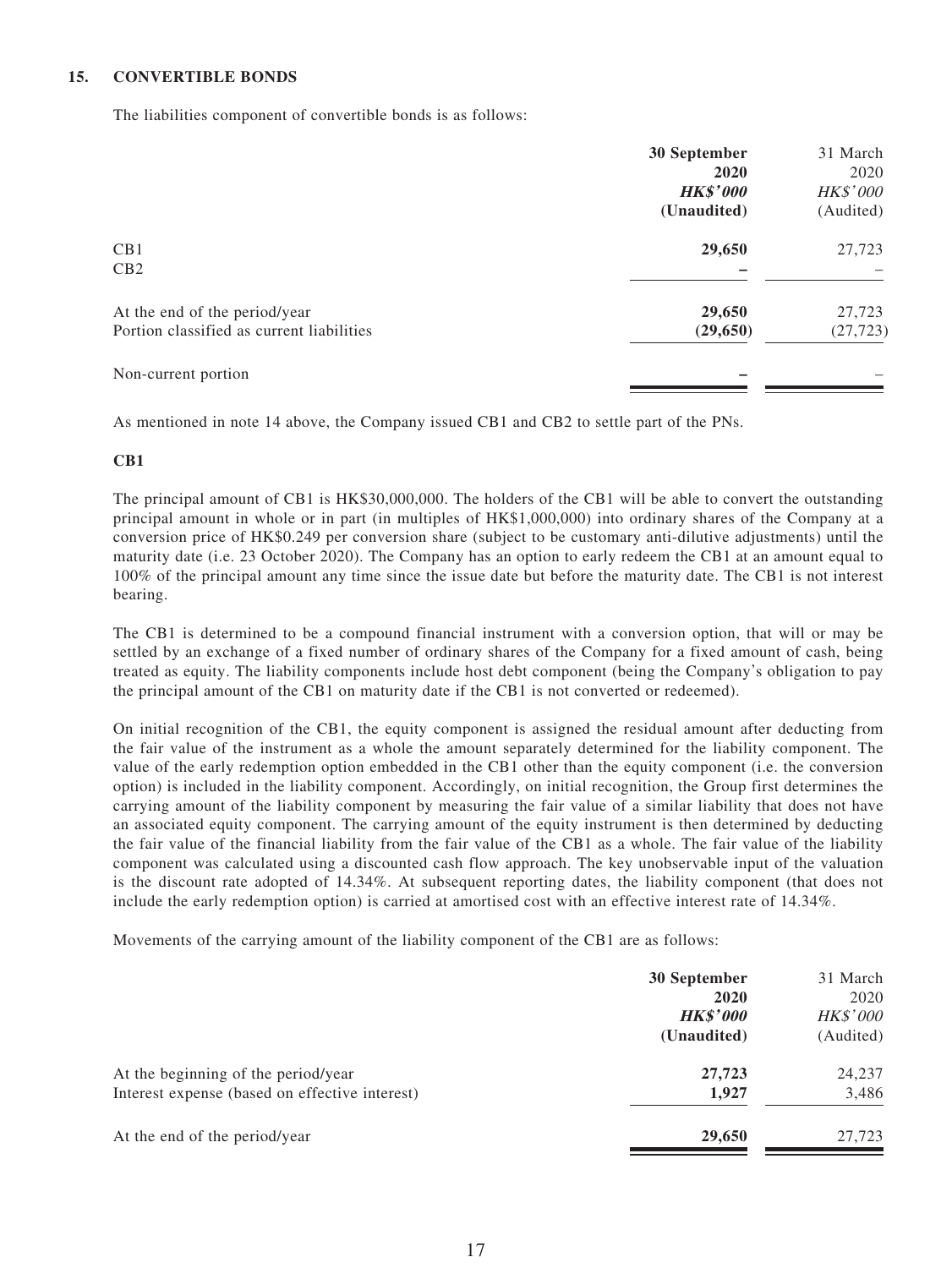## 15. CONVERTIBLE BONDS

The liabilities component of convertible bonds is as follows:

| | 30 September 2020 *HK$'000* (Unaudited) | 31 March 2020 *HK$'000* (Audited) |
|---|---|---|
| CB1 | **29,650** | 27,723 |
| CB2 | **–** | – |
| At the end of the period/year | **29,650** | 27,723 |
| Portion classified as current liabilities | **(29,650)** | (27,723) |
| Non-current portion | **–** | – |

As mentioned in note 14 above, the Company issued CB1 and CB2 to settle part of the PNs.

### CB1

The principal amount of CB1 is HK$30,000,000. The holders of the CB1 will be able to convert the outstanding principal amount in whole or in part (in multiples of HK$1,000,000) into ordinary shares of the Company at a conversion price of HK$0.249 per conversion share (subject to be customary anti-dilutive adjustments) until the maturity date (i.e. 23 October 2020). The Company has an option to early redeem the CB1 at an amount equal to 100% of the principal amount any time since the issue date but before the maturity date. The CB1 is not interest bearing.

The CB1 is determined to be a compound financial instrument with a conversion option, that will or may be settled by an exchange of a fixed number of ordinary shares of the Company for a fixed amount of cash, being treated as equity. The liability components include host debt component (being the Company's obligation to pay the principal amount of the CB1 on maturity date if the CB1 is not converted or redeemed).

On initial recognition of the CB1, the equity component is assigned the residual amount after deducting from the fair value of the instrument as a whole the amount separately determined for the liability component. The value of the early redemption option embedded in the CB1 other than the equity component (i.e. the conversion option) is included in the liability component. Accordingly, on initial recognition, the Group first determines the carrying amount of the liability component by measuring the fair value of a similar liability that does not have an associated equity component. The carrying amount of the equity instrument is then determined by deducting the fair value of the financial liability from the fair value of the CB1 as a whole. The fair value of the liability component was calculated using a discounted cash flow approach. The key unobservable input of the valuation is the discount rate adopted of 14.34%. At subsequent reporting dates, the liability component (that does not include the early redemption option) is carried at amortised cost with an effective interest rate of 14.34%.

Movements of the carrying amount of the liability component of the CB1 are as follows:

| | 30 September 2020 *HK$'000* (Unaudited) | 31 March 2020 *HK$'000* (Audited) |
|---|---|---|
| At the beginning of the period/year | **27,723** | 24,237 |
| Interest expense (based on effective interest) | **1,927** | 3,486 |
| At the end of the period/year | **29,650** | 27,723 |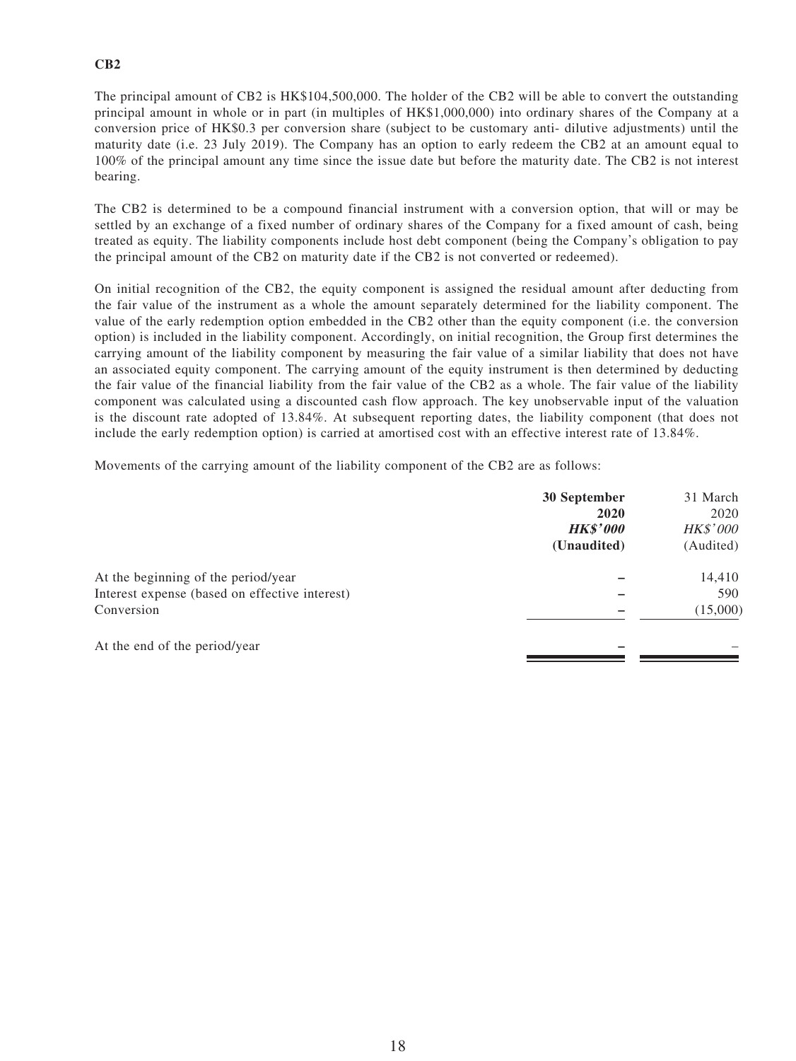**CB2**

The principal amount of CB2 is HK$104,500,000. The holder of the CB2 will be able to convert the outstanding principal amount in whole or in part (in multiples of HK$1,000,000) into ordinary shares of the Company at a conversion price of HK$0.3 per conversion share (subject to be customary anti- dilutive adjustments) until the maturity date (i.e. 23 July 2019). The Company has an option to early redeem the CB2 at an amount equal to 100% of the principal amount any time since the issue date but before the maturity date. The CB2 is not interest bearing.

The CB2 is determined to be a compound financial instrument with a conversion option, that will or may be settled by an exchange of a fixed number of ordinary shares of the Company for a fixed amount of cash, being treated as equity. The liability components include host debt component (being the Company's obligation to pay the principal amount of the CB2 on maturity date if the CB2 is not converted or redeemed).

On initial recognition of the CB2, the equity component is assigned the residual amount after deducting from the fair value of the instrument as a whole the amount separately determined for the liability component. The value of the early redemption option embedded in the CB2 other than the equity component (i.e. the conversion option) is included in the liability component. Accordingly, on initial recognition, the Group first determines the carrying amount of the liability component by measuring the fair value of a similar liability that does not have an associated equity component. The carrying amount of the equity instrument is then determined by deducting the fair value of the financial liability from the fair value of the CB2 as a whole. The fair value of the liability component was calculated using a discounted cash flow approach. The key unobservable input of the valuation is the discount rate adopted of 13.84%. At subsequent reporting dates, the liability component (that does not include the early redemption option) is carried at amortised cost with an effective interest rate of 13.84%.

Movements of the carrying amount of the liability component of the CB2 are as follows:

| | **30 September 2020** | 31 March 2020 |
|---|---|---|
| | ***HK$'000*** | *HK$'000* |
| | **(Unaudited)** | (Audited) |
| At the beginning of the period/year | **–** | 14,410 |
| Interest expense (based on effective interest) | **–** | 590 |
| Conversion | **–** | (15,000) |
| At the end of the period/year | **–** | – |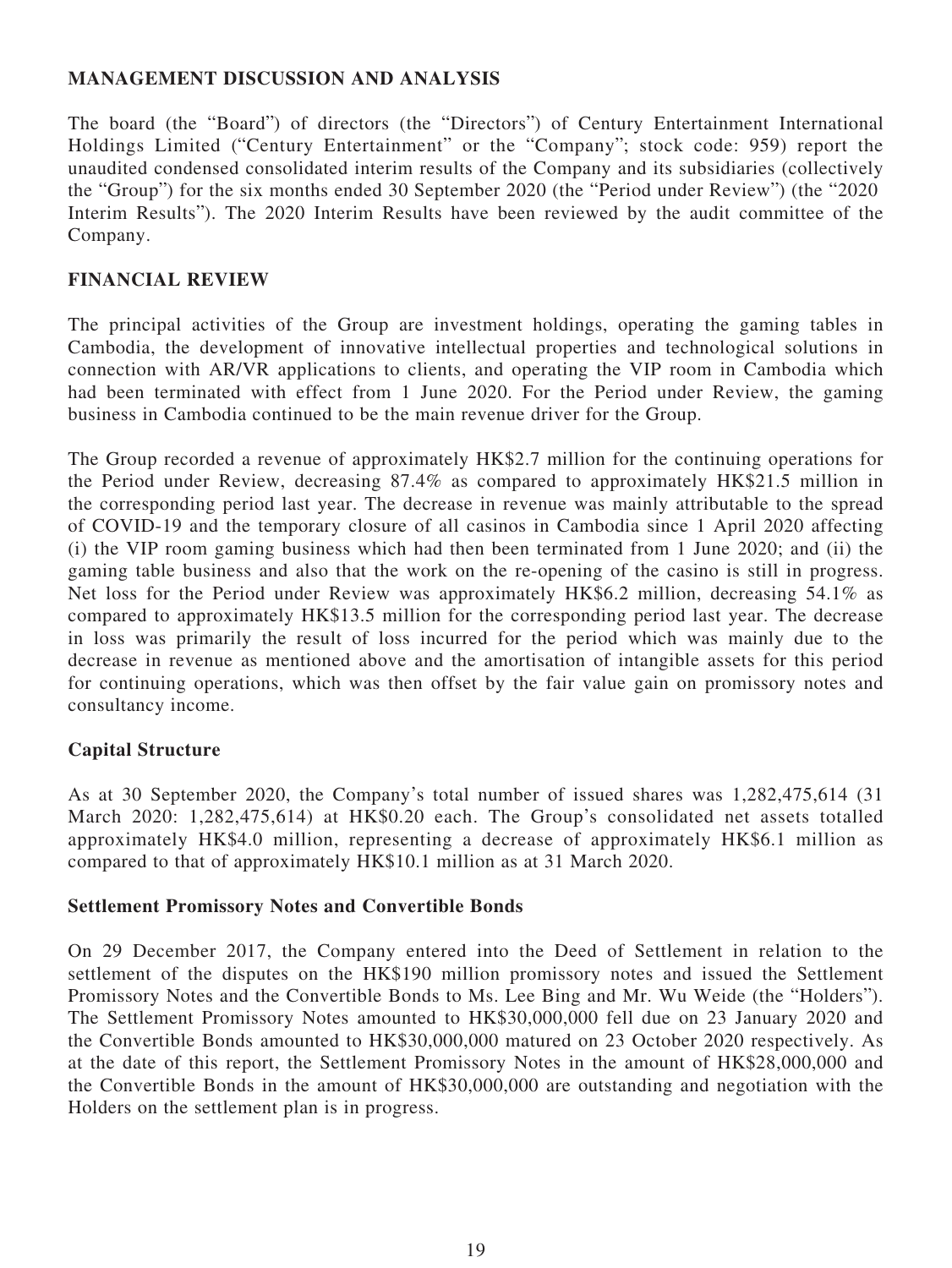## MANAGEMENT DISCUSSION AND ANALYSIS

The board (the "Board") of directors (the "Directors") of Century Entertainment International Holdings Limited ("Century Entertainment" or the "Company"; stock code: 959) report the unaudited condensed consolidated interim results of the Company and its subsidiaries (collectively the "Group") for the six months ended 30 September 2020 (the "Period under Review") (the "2020 Interim Results"). The 2020 Interim Results have been reviewed by the audit committee of the Company.

## FINANCIAL REVIEW

The principal activities of the Group are investment holdings, operating the gaming tables in Cambodia, the development of innovative intellectual properties and technological solutions in connection with AR/VR applications to clients, and operating the VIP room in Cambodia which had been terminated with effect from 1 June 2020. For the Period under Review, the gaming business in Cambodia continued to be the main revenue driver for the Group.

The Group recorded a revenue of approximately HK$2.7 million for the continuing operations for the Period under Review, decreasing 87.4% as compared to approximately HK$21.5 million in the corresponding period last year. The decrease in revenue was mainly attributable to the spread of COVID-19 and the temporary closure of all casinos in Cambodia since 1 April 2020 affecting (i) the VIP room gaming business which had then been terminated from 1 June 2020; and (ii) the gaming table business and also that the work on the re-opening of the casino is still in progress. Net loss for the Period under Review was approximately HK$6.2 million, decreasing 54.1% as compared to approximately HK$13.5 million for the corresponding period last year. The decrease in loss was primarily the result of loss incurred for the period which was mainly due to the decrease in revenue as mentioned above and the amortisation of intangible assets for this period for continuing operations, which was then offset by the fair value gain on promissory notes and consultancy income.

### Capital Structure

As at 30 September 2020, the Company's total number of issued shares was 1,282,475,614 (31 March 2020: 1,282,475,614) at HK$0.20 each. The Group's consolidated net assets totalled approximately HK$4.0 million, representing a decrease of approximately HK$6.1 million as compared to that of approximately HK$10.1 million as at 31 March 2020.

### Settlement Promissory Notes and Convertible Bonds

On 29 December 2017, the Company entered into the Deed of Settlement in relation to the settlement of the disputes on the HK$190 million promissory notes and issued the Settlement Promissory Notes and the Convertible Bonds to Ms. Lee Bing and Mr. Wu Weide (the "Holders"). The Settlement Promissory Notes amounted to HK$30,000,000 fell due on 23 January 2020 and the Convertible Bonds amounted to HK$30,000,000 matured on 23 October 2020 respectively. As at the date of this report, the Settlement Promissory Notes in the amount of HK$28,000,000 and the Convertible Bonds in the amount of HK$30,000,000 are outstanding and negotiation with the Holders on the settlement plan is in progress.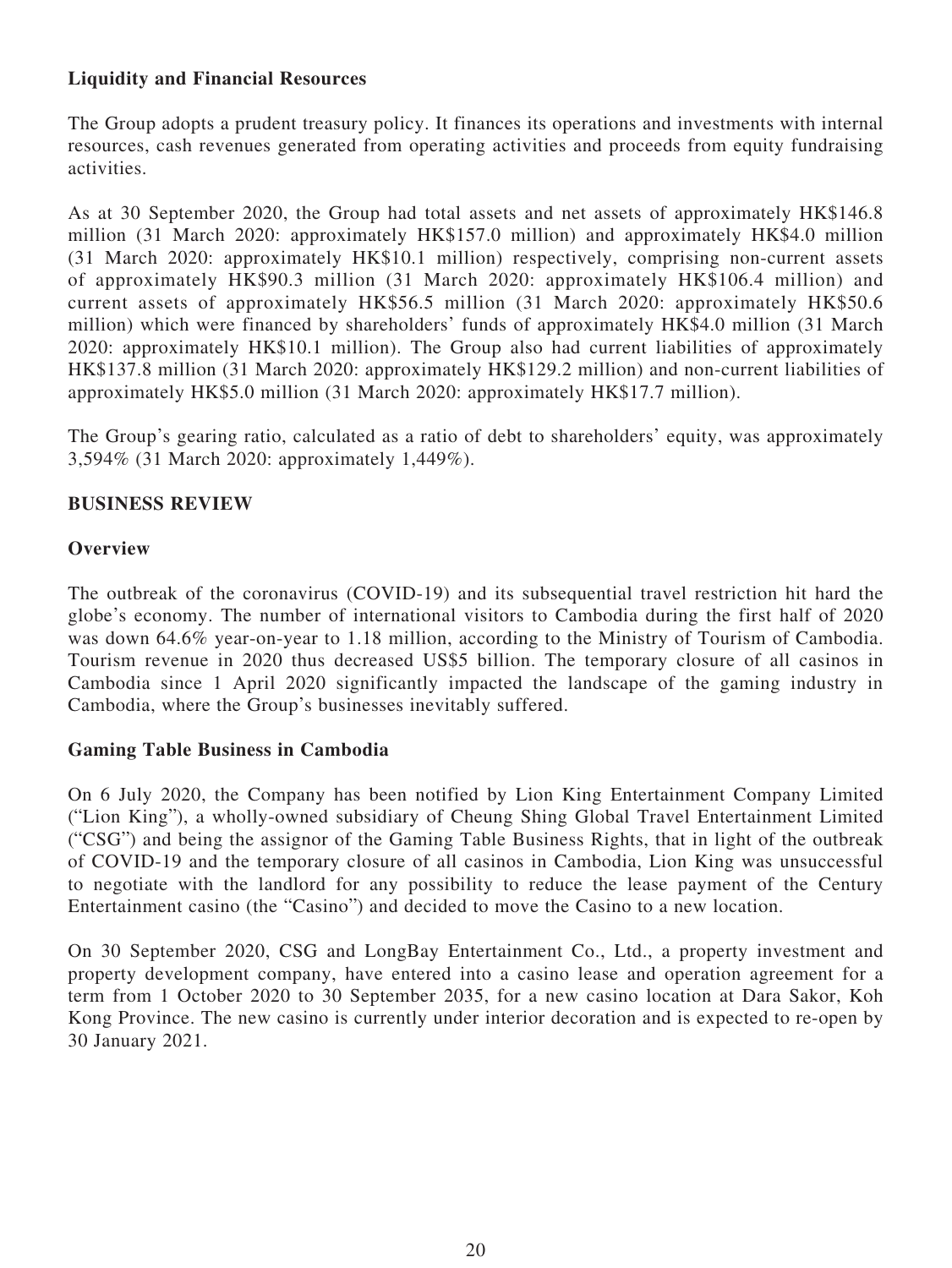**Liquidity and Financial Resources**

The Group adopts a prudent treasury policy. It finances its operations and investments with internal resources, cash revenues generated from operating activities and proceeds from equity fundraising activities.

As at 30 September 2020, the Group had total assets and net assets of approximately HK$146.8 million (31 March 2020: approximately HK$157.0 million) and approximately HK$4.0 million (31 March 2020: approximately HK$10.1 million) respectively, comprising non-current assets of approximately HK$90.3 million (31 March 2020: approximately HK$106.4 million) and current assets of approximately HK$56.5 million (31 March 2020: approximately HK$50.6 million) which were financed by shareholders' funds of approximately HK$4.0 million (31 March 2020: approximately HK$10.1 million). The Group also had current liabilities of approximately HK$137.8 million (31 March 2020: approximately HK$129.2 million) and non-current liabilities of approximately HK$5.0 million (31 March 2020: approximately HK$17.7 million).

The Group's gearing ratio, calculated as a ratio of debt to shareholders' equity, was approximately 3,594% (31 March 2020: approximately 1,449%).

## BUSINESS REVIEW

**Overview**

The outbreak of the coronavirus (COVID-19) and its subsequential travel restriction hit hard the globe's economy. The number of international visitors to Cambodia during the first half of 2020 was down 64.6% year-on-year to 1.18 million, according to the Ministry of Tourism of Cambodia. Tourism revenue in 2020 thus decreased US$5 billion. The temporary closure of all casinos in Cambodia since 1 April 2020 significantly impacted the landscape of the gaming industry in Cambodia, where the Group's businesses inevitably suffered.

**Gaming Table Business in Cambodia**

On 6 July 2020, the Company has been notified by Lion King Entertainment Company Limited ("Lion King"), a wholly-owned subsidiary of Cheung Shing Global Travel Entertainment Limited ("CSG") and being the assignor of the Gaming Table Business Rights, that in light of the outbreak of COVID-19 and the temporary closure of all casinos in Cambodia, Lion King was unsuccessful to negotiate with the landlord for any possibility to reduce the lease payment of the Century Entertainment casino (the "Casino") and decided to move the Casino to a new location.

On 30 September 2020, CSG and LongBay Entertainment Co., Ltd., a property investment and property development company, have entered into a casino lease and operation agreement for a term from 1 October 2020 to 30 September 2035, for a new casino location at Dara Sakor, Koh Kong Province. The new casino is currently under interior decoration and is expected to re-open by 30 January 2021.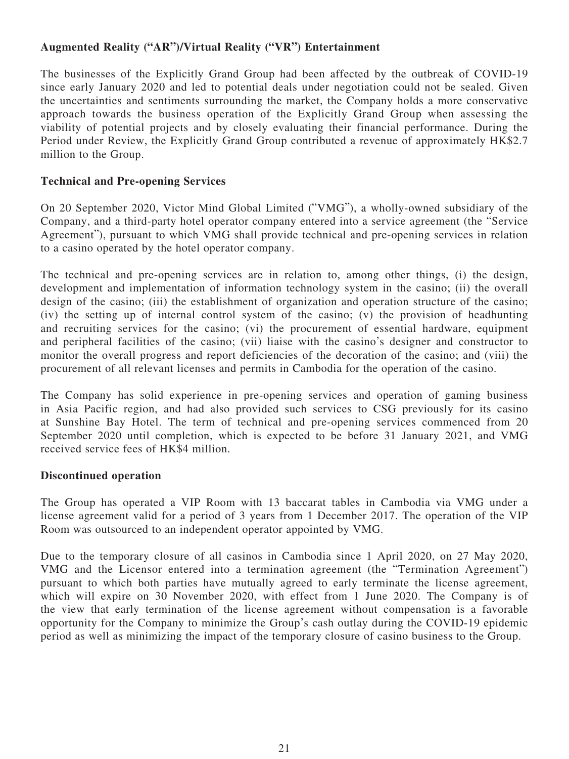**Augmented Reality ("AR")/Virtual Reality ("VR") Entertainment**

The businesses of the Explicitly Grand Group had been affected by the outbreak of COVID-19 since early January 2020 and led to potential deals under negotiation could not be sealed. Given the uncertainties and sentiments surrounding the market, the Company holds a more conservative approach towards the business operation of the Explicitly Grand Group when assessing the viability of potential projects and by closely evaluating their financial performance. During the Period under Review, the Explicitly Grand Group contributed a revenue of approximately HK$2.7 million to the Group.

**Technical and Pre-opening Services**

On 20 September 2020, Victor Mind Global Limited ("VMG"), a wholly-owned subsidiary of the Company, and a third-party hotel operator company entered into a service agreement (the "Service Agreement"), pursuant to which VMG shall provide technical and pre-opening services in relation to a casino operated by the hotel operator company.

The technical and pre-opening services are in relation to, among other things, (i) the design, development and implementation of information technology system in the casino; (ii) the overall design of the casino; (iii) the establishment of organization and operation structure of the casino; (iv) the setting up of internal control system of the casino; (v) the provision of headhunting and recruiting services for the casino; (vi) the procurement of essential hardware, equipment and peripheral facilities of the casino; (vii) liaise with the casino's designer and constructor to monitor the overall progress and report deficiencies of the decoration of the casino; and (viii) the procurement of all relevant licenses and permits in Cambodia for the operation of the casino.

The Company has solid experience in pre-opening services and operation of gaming business in Asia Pacific region, and had also provided such services to CSG previously for its casino at Sunshine Bay Hotel. The term of technical and pre-opening services commenced from 20 September 2020 until completion, which is expected to be before 31 January 2021, and VMG received service fees of HK$4 million.

**Discontinued operation**

The Group has operated a VIP Room with 13 baccarat tables in Cambodia via VMG under a license agreement valid for a period of 3 years from 1 December 2017. The operation of the VIP Room was outsourced to an independent operator appointed by VMG.

Due to the temporary closure of all casinos in Cambodia since 1 April 2020, on 27 May 2020, VMG and the Licensor entered into a termination agreement (the "Termination Agreement") pursuant to which both parties have mutually agreed to early terminate the license agreement, which will expire on 30 November 2020, with effect from 1 June 2020. The Company is of the view that early termination of the license agreement without compensation is a favorable opportunity for the Company to minimize the Group's cash outlay during the COVID-19 epidemic period as well as minimizing the impact of the temporary closure of casino business to the Group.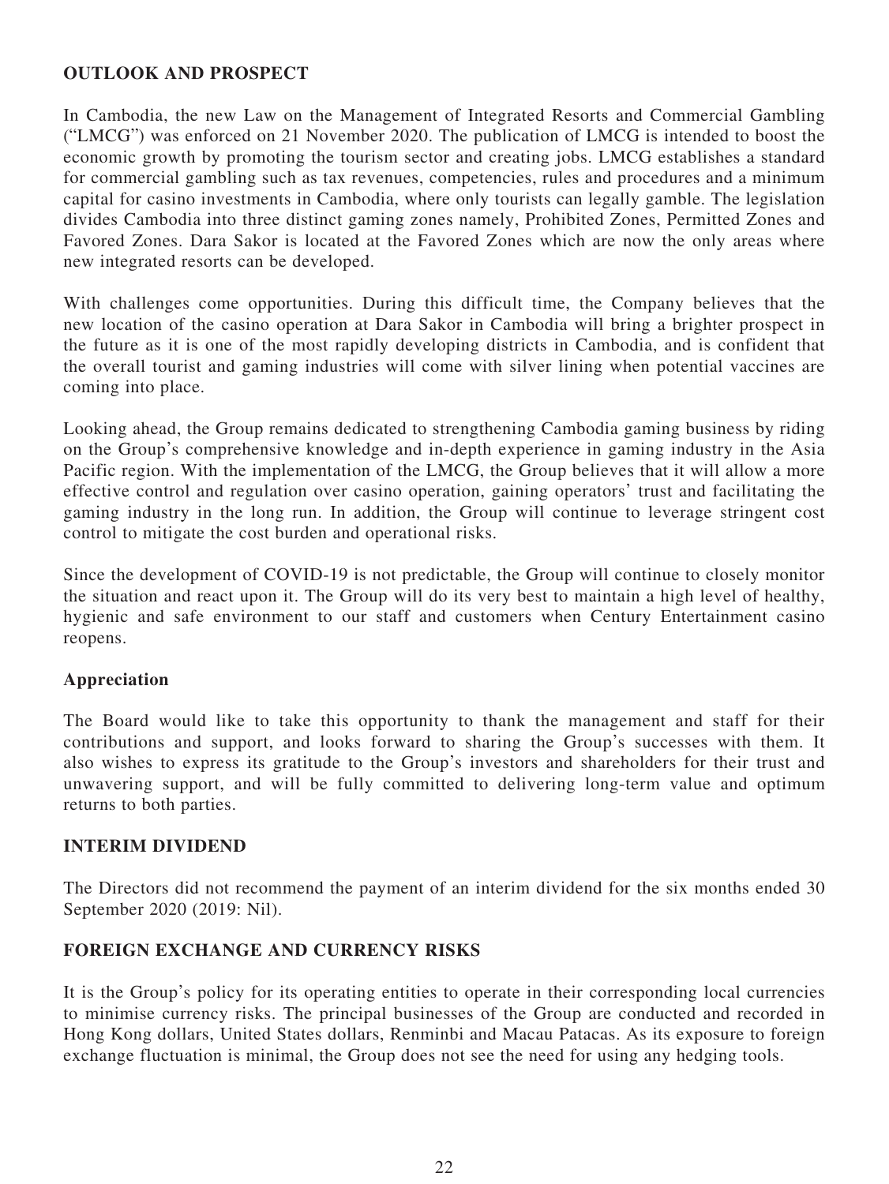## OUTLOOK AND PROSPECT

In Cambodia, the new Law on the Management of Integrated Resorts and Commercial Gambling ("LMCG") was enforced on 21 November 2020. The publication of LMCG is intended to boost the economic growth by promoting the tourism sector and creating jobs. LMCG establishes a standard for commercial gambling such as tax revenues, competencies, rules and procedures and a minimum capital for casino investments in Cambodia, where only tourists can legally gamble. The legislation divides Cambodia into three distinct gaming zones namely, Prohibited Zones, Permitted Zones and Favored Zones. Dara Sakor is located at the Favored Zones which are now the only areas where new integrated resorts can be developed.

With challenges come opportunities. During this difficult time, the Company believes that the new location of the casino operation at Dara Sakor in Cambodia will bring a brighter prospect in the future as it is one of the most rapidly developing districts in Cambodia, and is confident that the overall tourist and gaming industries will come with silver lining when potential vaccines are coming into place.

Looking ahead, the Group remains dedicated to strengthening Cambodia gaming business by riding on the Group's comprehensive knowledge and in-depth experience in gaming industry in the Asia Pacific region. With the implementation of the LMCG, the Group believes that it will allow a more effective control and regulation over casino operation, gaining operators' trust and facilitating the gaming industry in the long run. In addition, the Group will continue to leverage stringent cost control to mitigate the cost burden and operational risks.

Since the development of COVID-19 is not predictable, the Group will continue to closely monitor the situation and react upon it. The Group will do its very best to maintain a high level of healthy, hygienic and safe environment to our staff and customers when Century Entertainment casino reopens.

### Appreciation

The Board would like to take this opportunity to thank the management and staff for their contributions and support, and looks forward to sharing the Group's successes with them. It also wishes to express its gratitude to the Group's investors and shareholders for their trust and unwavering support, and will be fully committed to delivering long-term value and optimum returns to both parties.

## INTERIM DIVIDEND

The Directors did not recommend the payment of an interim dividend for the six months ended 30 September 2020 (2019: Nil).

## FOREIGN EXCHANGE AND CURRENCY RISKS

It is the Group's policy for its operating entities to operate in their corresponding local currencies to minimise currency risks. The principal businesses of the Group are conducted and recorded in Hong Kong dollars, United States dollars, Renminbi and Macau Patacas. As its exposure to foreign exchange fluctuation is minimal, the Group does not see the need for using any hedging tools.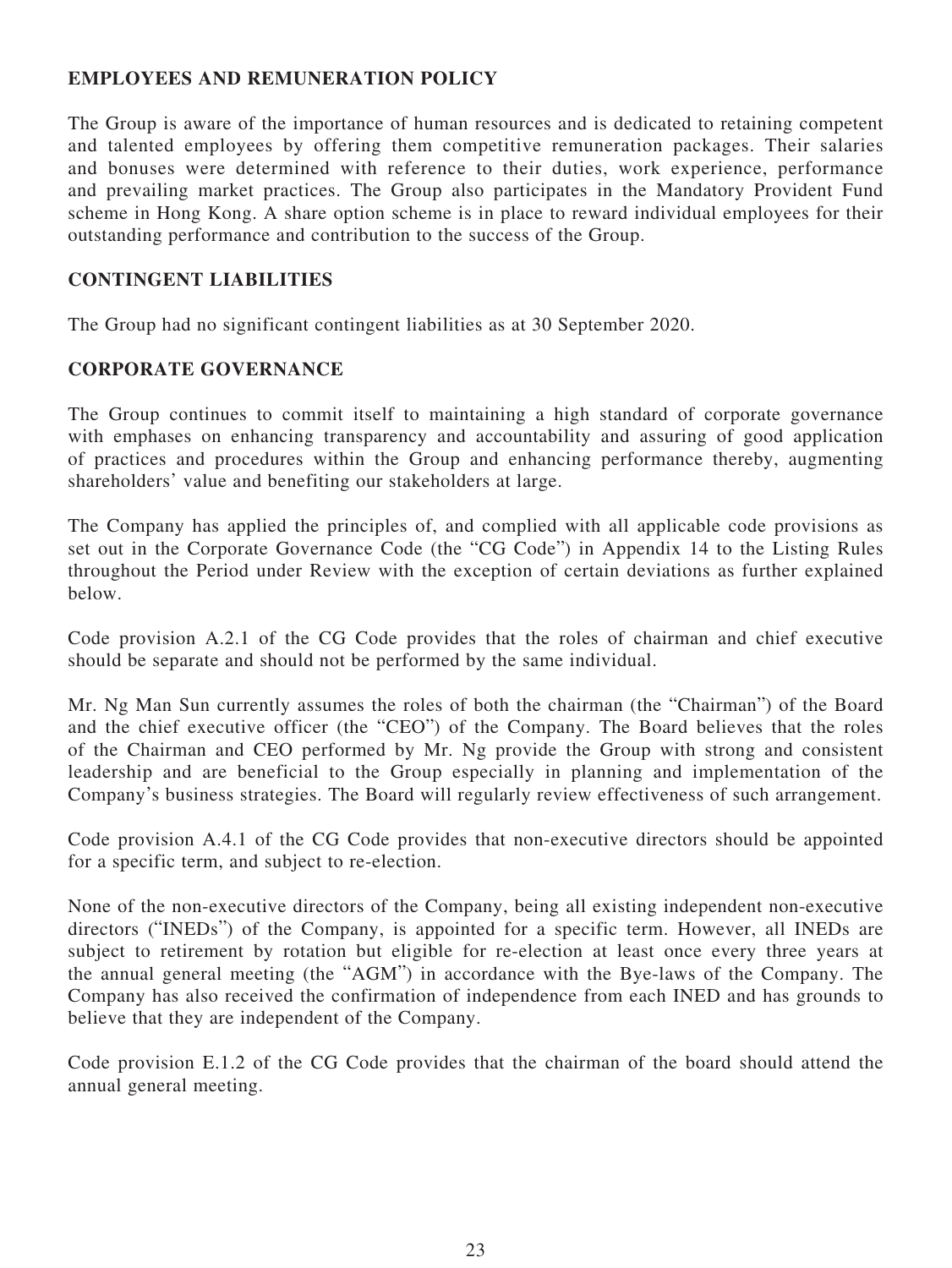## EMPLOYEES AND REMUNERATION POLICY

The Group is aware of the importance of human resources and is dedicated to retaining competent and talented employees by offering them competitive remuneration packages. Their salaries and bonuses were determined with reference to their duties, work experience, performance and prevailing market practices. The Group also participates in the Mandatory Provident Fund scheme in Hong Kong. A share option scheme is in place to reward individual employees for their outstanding performance and contribution to the success of the Group.

## CONTINGENT LIABILITIES

The Group had no significant contingent liabilities as at 30 September 2020.

## CORPORATE GOVERNANCE

The Group continues to commit itself to maintaining a high standard of corporate governance with emphases on enhancing transparency and accountability and assuring of good application of practices and procedures within the Group and enhancing performance thereby, augmenting shareholders' value and benefiting our stakeholders at large.

The Company has applied the principles of, and complied with all applicable code provisions as set out in the Corporate Governance Code (the "CG Code") in Appendix 14 to the Listing Rules throughout the Period under Review with the exception of certain deviations as further explained below.

Code provision A.2.1 of the CG Code provides that the roles of chairman and chief executive should be separate and should not be performed by the same individual.

Mr. Ng Man Sun currently assumes the roles of both the chairman (the "Chairman") of the Board and the chief executive officer (the "CEO") of the Company. The Board believes that the roles of the Chairman and CEO performed by Mr. Ng provide the Group with strong and consistent leadership and are beneficial to the Group especially in planning and implementation of the Company's business strategies. The Board will regularly review effectiveness of such arrangement.

Code provision A.4.1 of the CG Code provides that non-executive directors should be appointed for a specific term, and subject to re-election.

None of the non-executive directors of the Company, being all existing independent non-executive directors ("INEDs") of the Company, is appointed for a specific term. However, all INEDs are subject to retirement by rotation but eligible for re-election at least once every three years at the annual general meeting (the "AGM") in accordance with the Bye-laws of the Company. The Company has also received the confirmation of independence from each INED and has grounds to believe that they are independent of the Company.

Code provision E.1.2 of the CG Code provides that the chairman of the board should attend the annual general meeting.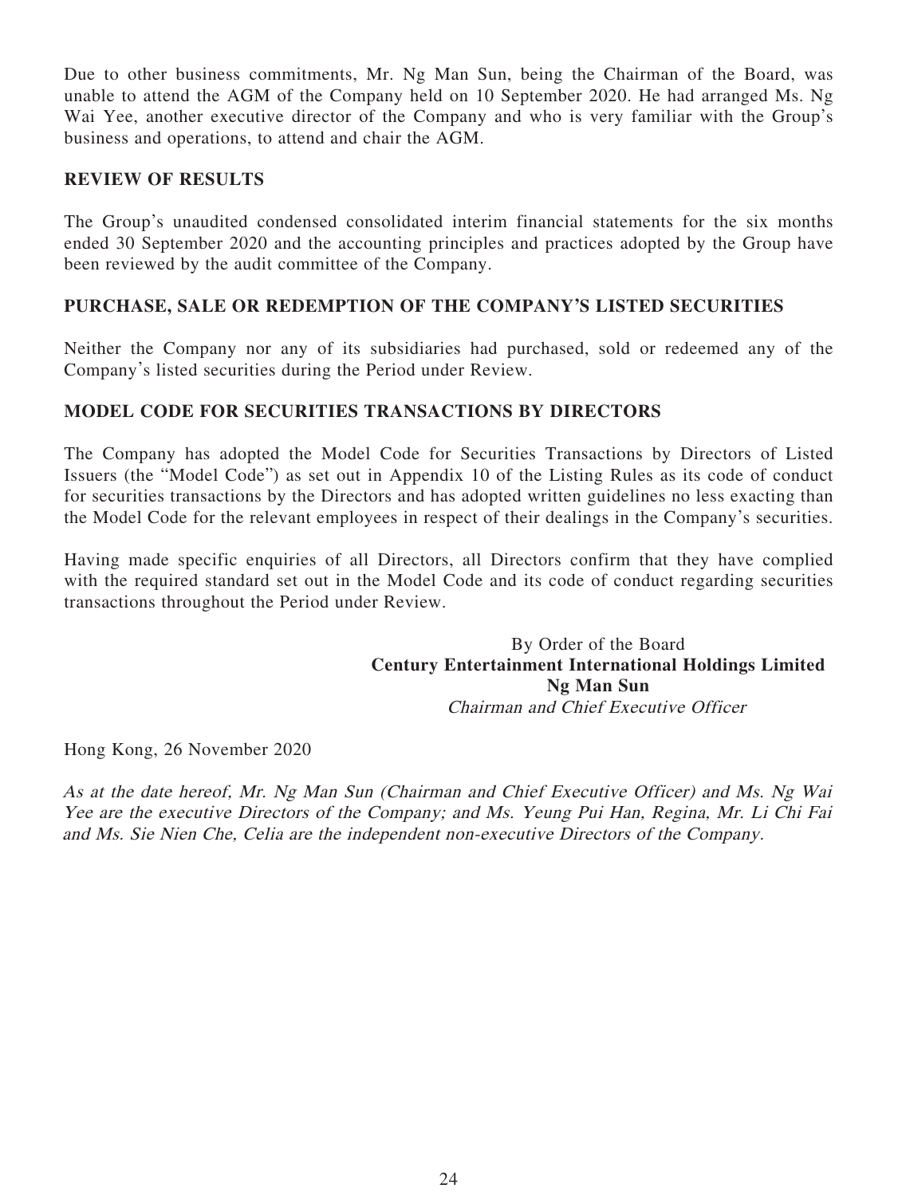Due to other business commitments, Mr. Ng Man Sun, being the Chairman of the Board, was unable to attend the AGM of the Company held on 10 September 2020. He had arranged Ms. Ng Wai Yee, another executive director of the Company and who is very familiar with the Group's business and operations, to attend and chair the AGM.

## REVIEW OF RESULTS

The Group's unaudited condensed consolidated interim financial statements for the six months ended 30 September 2020 and the accounting principles and practices adopted by the Group have been reviewed by the audit committee of the Company.

## PURCHASE, SALE OR REDEMPTION OF THE COMPANY'S LISTED SECURITIES

Neither the Company nor any of its subsidiaries had purchased, sold or redeemed any of the Company's listed securities during the Period under Review.

## MODEL CODE FOR SECURITIES TRANSACTIONS BY DIRECTORS

The Company has adopted the Model Code for Securities Transactions by Directors of Listed Issuers (the "Model Code") as set out in Appendix 10 of the Listing Rules as its code of conduct for securities transactions by the Directors and has adopted written guidelines no less exacting than the Model Code for the relevant employees in respect of their dealings in the Company's securities.

Having made specific enquiries of all Directors, all Directors confirm that they have complied with the required standard set out in the Model Code and its code of conduct regarding securities transactions throughout the Period under Review.

By Order of the Board
**Century Entertainment International Holdings Limited**
**Ng Man Sun**
*Chairman and Chief Executive Officer*

Hong Kong, 26 November 2020

*As at the date hereof, Mr. Ng Man Sun (Chairman and Chief Executive Officer) and Ms. Ng Wai Yee are the executive Directors of the Company; and Ms. Yeung Pui Han, Regina, Mr. Li Chi Fai and Ms. Sie Nien Che, Celia are the independent non-executive Directors of the Company.*